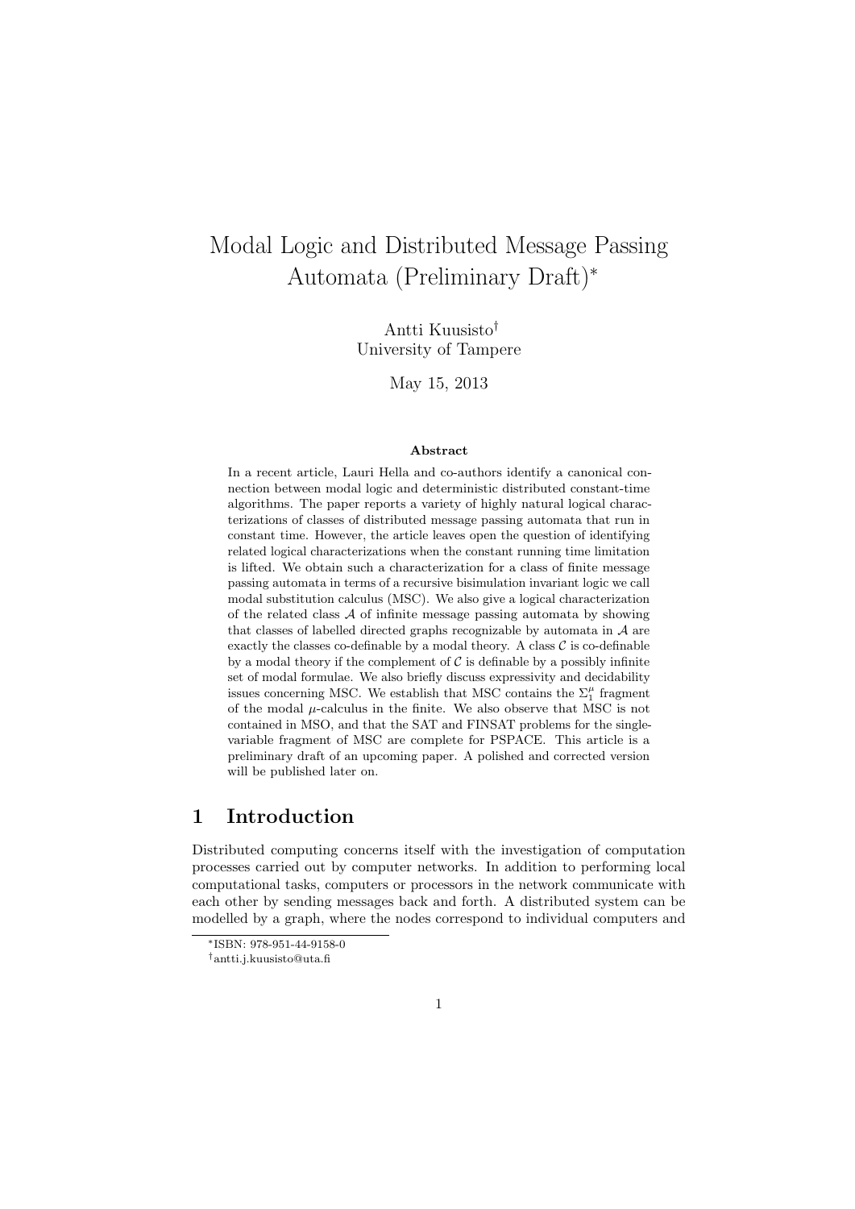# Modal Logic and Distributed Message Passing Automata (Preliminary Draft)*

Antti Kuusisto[†]
University of Tampere

May 15, 2013

### Abstract

In a recent article, Lauri Hella and co-authors identify a canonical connection between modal logic and deterministic distributed constant-time algorithms. The paper reports a variety of highly natural logical characterizations of classes of distributed message passing automata that run in constant time. However, the article leaves open the question of identifying related logical characterizations when the constant running time limitation is lifted. We obtain such a characterization for a class of finite message passing automata in terms of a recursive bisimulation invariant logic we call modal substitution calculus (MSC). We also give a logical characterization of the related class $\mathcal{A}$ of infinite message passing automata by showing that classes of labelled directed graphs recognizable by automata in $\mathcal{A}$ are exactly the classes co-definable by a modal theory. A class $\mathcal{C}$ is co-definable by a modal theory if the complement of $\mathcal{C}$ is definable by a possibly infinite set of modal formulae. We also briefly discuss expressivity and decidability issues concerning MSC. We establish that MSC contains the $\Sigma_1^\mu$ fragment of the modal $\mu$-calculus in the finite. We also observe that MSC is not contained in MSO, and that the SAT and FINSAT problems for the single-variable fragment of MSC are complete for PSPACE. This article is a preliminary draft of an upcoming paper. A polished and corrected version will be published later on.

## 1 Introduction

Distributed computing concerns itself with the investigation of computation processes carried out by computer networks. In addition to performing local computational tasks, computers or processors in the network communicate with each other by sending messages back and forth. A distributed system can be modelled by a graph, where the nodes correspond to individual computers and

*ISBN: 978-951-44-9158-0

[†]antti.j.kuusisto@uta.fi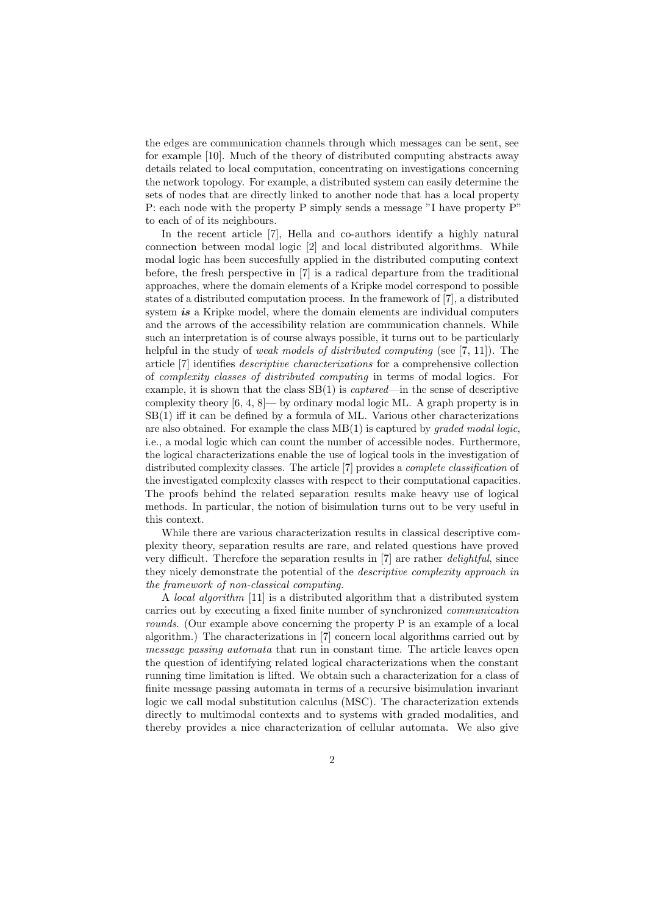the edges are communication channels through which messages can be sent, see for example [10]. Much of the theory of distributed computing abstracts away details related to local computation, concentrating on investigations concerning the network topology. For example, a distributed system can easily determine the sets of nodes that are directly linked to another node that has a local property P: each node with the property P simply sends a message "I have property P" to each of of its neighbours.

In the recent article [7], Hella and co-authors identify a highly natural connection between modal logic [2] and local distributed algorithms. While modal logic has been succesfully applied in the distributed computing context before, the fresh perspective in [7] is a radical departure from the traditional approaches, where the domain elements of a Kripke model correspond to possible states of a distributed computation process. In the framework of [7], a distributed system ***is*** a Kripke model, where the domain elements are individual computers and the arrows of the accessibility relation are communication channels. While such an interpretation is of course always possible, it turns out to be particularly helpful in the study of *weak models of distributed computing* (see [7, 11]). The article [7] identifies *descriptive characterizations* for a comprehensive collection of *complexity classes of distributed computing* in terms of modal logics. For example, it is shown that the class SB(1) is *captured*—in the sense of descriptive complexity theory [6, 4, 8]— by ordinary modal logic ML. A graph property is in SB(1) iff it can be defined by a formula of ML. Various other characterizations are also obtained. For example the class MB(1) is captured by *graded modal logic*, i.e., a modal logic which can count the number of accessible nodes. Furthermore, the logical characterizations enable the use of logical tools in the investigation of distributed complexity classes. The article [7] provides a *complete classification* of the investigated complexity classes with respect to their computational capacities. The proofs behind the related separation results make heavy use of logical methods. In particular, the notion of bisimulation turns out to be very useful in this context.

While there are various characterization results in classical descriptive complexity theory, separation results are rare, and related questions have proved very difficult. Therefore the separation results in [7] are rather *delightful*, since they nicely demonstrate the potential of the *descriptive complexity approach in the framework of non-classical computing.*

A *local algorithm* [11] is a distributed algorithm that a distributed system carries out by executing a fixed finite number of synchronized *communication rounds*. (Our example above concerning the property P is an example of a local algorithm.) The characterizations in [7] concern local algorithms carried out by *message passing automata* that run in constant time. The article leaves open the question of identifying related logical characterizations when the constant running time limitation is lifted. We obtain such a characterization for a class of finite message passing automata in terms of a recursive bisimulation invariant logic we call modal substitution calculus (MSC). The characterization extends directly to multimodal contexts and to systems with graded modalities, and thereby provides a nice characterization of cellular automata. We also give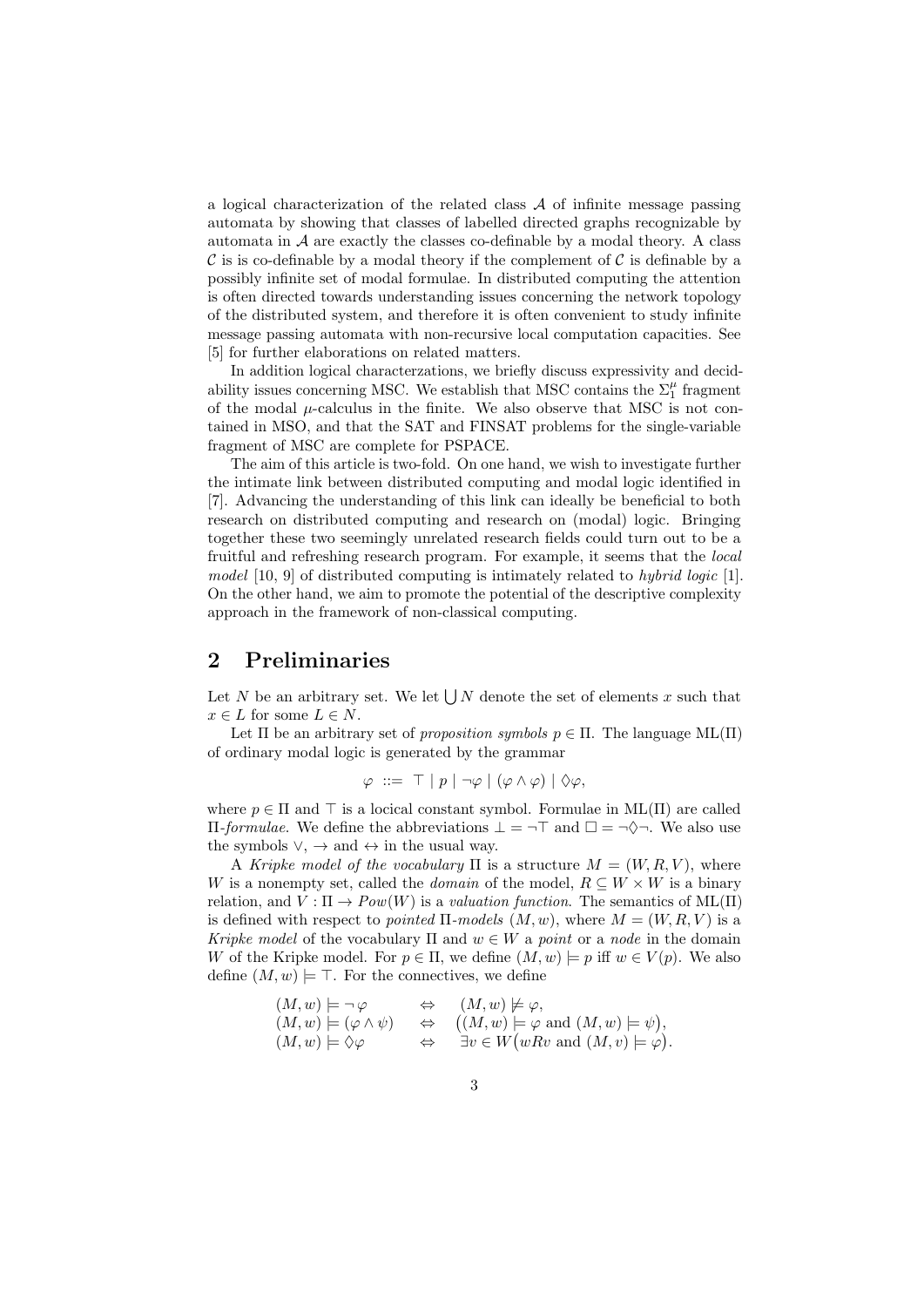a logical characterization of the related class $\mathcal{A}$ of infinite message passing automata by showing that classes of labelled directed graphs recognizable by automata in $\mathcal{A}$ are exactly the classes co-definable by a modal theory. A class $\mathcal{C}$ is is co-definable by a modal theory if the complement of $\mathcal{C}$ is definable by a possibly infinite set of modal formulae. In distributed computing the attention is often directed towards understanding issues concerning the network topology of the distributed system, and therefore it is often convenient to study infinite message passing automata with non-recursive local computation capacities. See [5] for further elaborations on related matters.

In addition logical characterzations, we briefly discuss expressivity and decidability issues concerning MSC. We establish that MSC contains the $\Sigma_1^\mu$ fragment of the modal $\mu$-calculus in the finite. We also observe that MSC is not contained in MSO, and that the SAT and FINSAT problems for the single-variable fragment of MSC are complete for PSPACE.

The aim of this article is two-fold. On one hand, we wish to investigate further the intimate link between distributed computing and modal logic identified in [7]. Advancing the understanding of this link can ideally be beneficial to both research on distributed computing and research on (modal) logic. Bringing together these two seemingly unrelated research fields could turn out to be a fruitful and refreshing research program. For example, it seems that the *local model* [10, 9] of distributed computing is intimately related to *hybrid logic* [1]. On the other hand, we aim to promote the potential of the descriptive complexity approach in the framework of non-classical computing.

## 2 Preliminaries

Let $N$ be an arbitrary set. We let $\bigcup N$ denote the set of elements $x$ such that $x \in L$ for some $L \in N$.

Let $\Pi$ be an arbitrary set of *proposition symbols* $p \in \Pi$. The language $\mathrm{ML}(\Pi)$ of ordinary modal logic is generated by the grammar

$$\varphi \ ::= \ \top \mid p \mid \neg\varphi \mid (\varphi \wedge \varphi) \mid \Diamond\varphi,$$

where $p \in \Pi$ and $\top$ is a locical constant symbol. Formulae in $\mathrm{ML}(\Pi)$ are called $\Pi$-*formulae*. We define the abbreviations $\bot = \neg\top$ and $\Box = \neg\Diamond\neg$. We also use the symbols $\vee$, $\rightarrow$ and $\leftrightarrow$ in the usual way.

A *Kripke model of the vocabulary* $\Pi$ is a structure $M = (W, R, V)$, where $W$ is a nonempty set, called the *domain* of the model, $R \subseteq W \times W$ is a binary relation, and $V : \Pi \rightarrow Pow(W)$ is a *valuation function*. The semantics of $\mathrm{ML}(\Pi)$ is defined with respect to *pointed* $\Pi$-*models* $(M, w)$, where $M = (W, R, V)$ is a *Kripke model* of the vocabulary $\Pi$ and $w \in W$ a *point* or a *node* in the domain $W$ of the Kripke model. For $p \in \Pi$, we define $(M, w) \models p$ iff $w \in V(p)$. We also define $(M, w) \models \top$. For the connectives, we define

$$
\begin{array}{lcl}
(M, w) \models \neg\,\varphi & \Leftrightarrow & (M, w) \not\models \varphi, \\
(M, w) \models (\varphi \wedge \psi) & \Leftrightarrow & \big((M, w) \models \varphi \text{ and } (M, w) \models \psi\big), \\
(M, w) \models \Diamond\varphi & \Leftrightarrow & \exists v \in W\big(wRv \text{ and } (M, v) \models \varphi\big).
\end{array}
$$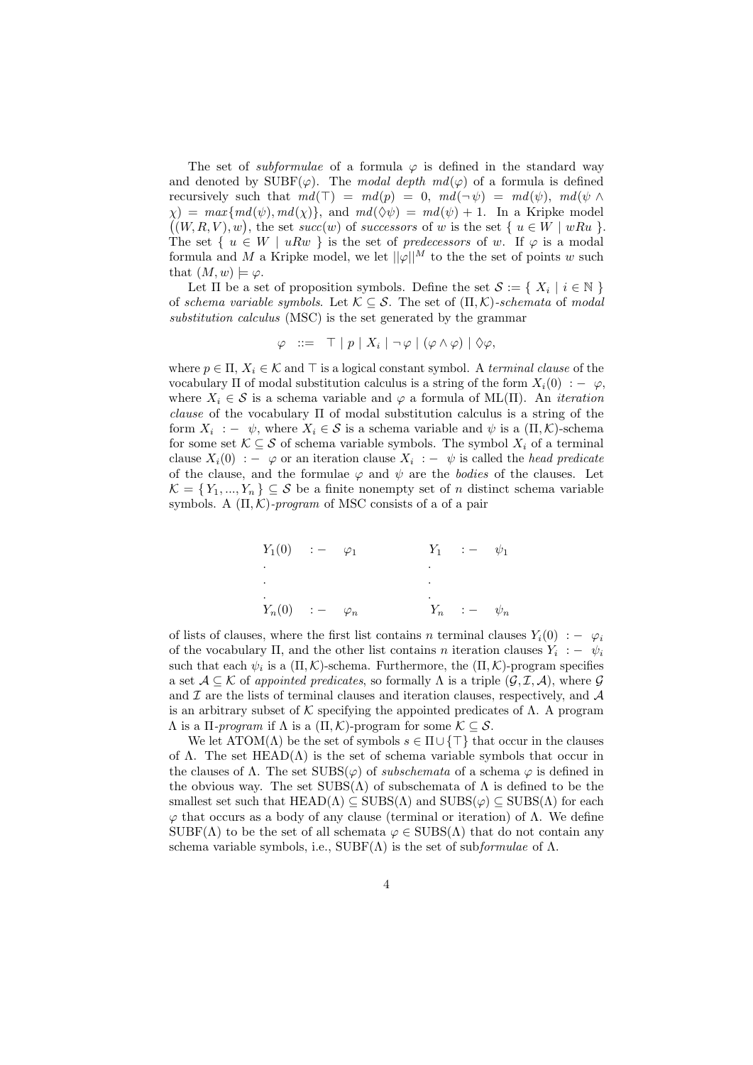The set of *subformulae* of a formula $\varphi$ is defined in the standard way and denoted by $\mathrm{SUBF}(\varphi)$. The *modal depth* $md(\varphi)$ of a formula is defined recursively such that $md(\top) = md(p) = 0$, $md(\neg\psi) = md(\psi)$, $md(\psi \wedge \chi) = max\{md(\psi), md(\chi)\}$, and $md(\Diamond\psi) = md(\psi) + 1$. In a Kripke model $\big((W, R, V), w\big)$, the set $succ(w)$ of *successors* of $w$ is the set $\{\ u \in W \mid wRu\ \}$. The set $\{\ u \in W \mid uRw\ \}$ is the set of *predecessors* of $w$. If $\varphi$ is a modal formula and $M$ a Kripke model, we let $||\varphi||^M$ to the the set of points $w$ such that $(M, w) \models \varphi$.

Let $\Pi$ be a set of proposition symbols. Define the set $\mathcal{S} := \{\ X_i \mid i \in \mathbb{N}\ \}$ of *schema variable symbols*. Let $\mathcal{K} \subseteq \mathcal{S}$. The set of $(\Pi, \mathcal{K})$-*schemata* of *modal substitution calculus* (MSC) is the set generated by the grammar

$$\varphi \ ::= \ \top \mid p \mid X_i \mid \neg\,\varphi \mid (\varphi \wedge \varphi) \mid \Diamond\varphi,$$

where $p \in \Pi$, $X_i \in \mathcal{K}$ and $\top$ is a logical constant symbol. A *terminal clause* of the vocabulary $\Pi$ of modal substitution calculus is a string of the form $X_i(0)\ :-\ \varphi$, where $X_i \in \mathcal{S}$ is a schema variable and $\varphi$ a formula of $\mathrm{ML}(\Pi)$. An *iteration clause* of the vocabulary $\Pi$ of modal substitution calculus is a string of the form $X_i\ :-\ \psi$, where $X_i \in \mathcal{S}$ is a schema variable and $\psi$ is a $(\Pi, \mathcal{K})$-schema for some set $\mathcal{K} \subseteq \mathcal{S}$ of schema variable symbols. The symbol $X_i$ of a terminal clause $X_i(0)\ :-\ \varphi$ or an iteration clause $X_i\ :-\ \psi$ is called the *head predicate* of the clause, and the formulae $\varphi$ and $\psi$ are the *bodies* of the clauses. Let $\mathcal{K} = \{\, Y_1, ..., Y_n \,\} \subseteq \mathcal{S}$ be a finite nonempty set of $n$ distinct schema variable symbols. A $(\Pi, \mathcal{K})$-*program* of MSC consists of a of a pair

$$
\begin{array}{lll}
Y_1(0) & :- & \varphi_1 \\
\cdot & & \\
\cdot & & \\
\cdot & & \\
Y_n(0) & :- & \varphi_n
\end{array}
\qquad\qquad
\begin{array}{lll}
Y_1 & :- & \psi_1 \\
\cdot & & \\
\cdot & & \\
\cdot & & \\
Y_n & :- & \psi_n
\end{array}
$$

of lists of clauses, where the first list contains $n$ terminal clauses $Y_i(0)\ :-\ \varphi_i$ of the vocabulary $\Pi$, and the other list contains $n$ iteration clauses $Y_i\ :-\ \psi_i$ such that each $\psi_i$ is a $(\Pi, \mathcal{K})$-schema. Furthermore, the $(\Pi, \mathcal{K})$-program specifies a set $\mathcal{A} \subseteq \mathcal{K}$ of *appointed predicates*, so formally $\Lambda$ is a triple $(\mathcal{G}, \mathcal{I}, \mathcal{A})$, where $\mathcal{G}$ and $\mathcal{I}$ are the lists of terminal clauses and iteration clauses, respectively, and $\mathcal{A}$ is an arbitrary subset of $\mathcal{K}$ specifying the appointed predicates of $\Lambda$. A program $\Lambda$ is a $\Pi$-*program* if $\Lambda$ is a $(\Pi, \mathcal{K})$-program for some $\mathcal{K} \subseteq \mathcal{S}$.

We let $\mathrm{ATOM}(\Lambda)$ be the set of symbols $s \in \Pi \cup \{\top\}$ that occur in the clauses of $\Lambda$. The set $\mathrm{HEAD}(\Lambda)$ is the set of schema variable symbols that occur in the clauses of $\Lambda$. The set $\mathrm{SUBS}(\varphi)$ of *subschemata* of a schema $\varphi$ is defined in the obvious way. The set $\mathrm{SUBS}(\Lambda)$ of subschemata of $\Lambda$ is defined to be the smallest set such that $\mathrm{HEAD}(\Lambda) \subseteq \mathrm{SUBS}(\Lambda)$ and $\mathrm{SUBS}(\varphi) \subseteq \mathrm{SUBS}(\Lambda)$ for each $\varphi$ that occurs as a body of any clause (terminal or iteration) of $\Lambda$. We define $\mathrm{SUBF}(\Lambda)$ to be the set of all schemata $\varphi \in \mathrm{SUBS}(\Lambda)$ that do not contain any schema variable symbols, i.e., $\mathrm{SUBF}(\Lambda)$ is the set of sub*formulae* of $\Lambda$.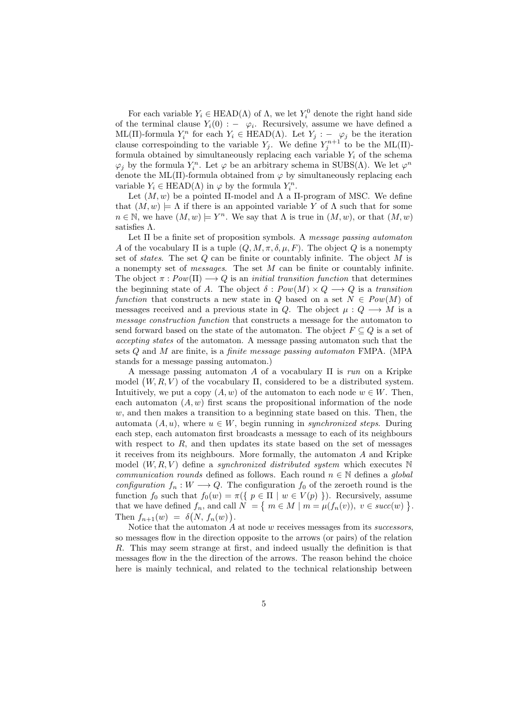For each variable $Y_i \in \mathrm{HEAD}(\Lambda)$ of $\Lambda$, we let $Y_i^0$ denote the right hand side of the terminal clause $Y_i(0) :- \ \varphi_i$. Recursively, assume we have defined a ML($\Pi$)-formula $Y_i^n$ for each $Y_i \in \mathrm{HEAD}(\Lambda)$. Let $Y_j :- \ \varphi_j$ be the iteration clause correspoinding to the variable $Y_j$. We define $Y_j^{n+1}$ to be the ML($\Pi$)-formula obtained by simultaneously replacing each variable $Y_i$ of the schema $\varphi_j$ by the formula $Y_i^n$. Let $\varphi$ be an arbitrary schema in SUBS($\Lambda$). We let $\varphi^n$ denote the ML($\Pi$)-formula obtained from $\varphi$ by simultaneously replacing each variable $Y_i \in \mathrm{HEAD}(\Lambda)$ in $\varphi$ by the formula $Y_i^n$.

Let $(M, w)$ be a pointed $\Pi$-model and $\Lambda$ a $\Pi$-program of MSC. We define that $(M, w) \models \Lambda$ if there is an appointed variable $Y$ of $\Lambda$ such that for some $n \in \mathbb{N}$, we have $(M, w) \models Y^n$. We say that $\Lambda$ is true in $(M, w)$, or that $(M, w)$ satisfies $\Lambda$.

Let $\Pi$ be a finite set of proposition symbols. A *message passing automaton* $A$ of the vocabulary $\Pi$ is a tuple $(Q, M, \pi, \delta, \mu, F)$. The object $Q$ is a nonempty set of *states*. The set $Q$ can be finite or countably infinite. The object $M$ is a nonempty set of *messages*. The set $M$ can be finite or countably infinite. The object $\pi : Pow(\Pi) \longrightarrow Q$ is an *initial transition function* that determines the beginning state of $A$. The object $\delta : Pow(M) \times Q \longrightarrow Q$ is a *transition function* that constructs a new state in $Q$ based on a set $N \in Pow(M)$ of messages received and a previous state in $Q$. The object $\mu : Q \longrightarrow M$ is a *message construction function* that constructs a message for the automaton to send forward based on the state of the automaton. The object $F \subseteq Q$ is a set of *accepting states* of the automaton. A message passing automaton such that the sets $Q$ and $M$ are finite, is a *finite message passing automaton* FMPA. (MPA stands for a message passing automaton.)

A message passing automaton $A$ of a vocabulary $\Pi$ is *run* on a Kripke model $(W, R, V)$ of the vocabulary $\Pi$, considered to be a distributed system. Intuitively, we put a copy $(A, w)$ of the automaton to each node $w \in W$. Then, each automaton $(A, w)$ first scans the propositional information of the node $w$, and then makes a transition to a beginning state based on this. Then, the automata $(A, u)$, where $u \in W$, begin running in *synchronized steps*. During each step, each automaton first broadcasts a message to each of its neighbours with respect to $R$, and then updates its state based on the set of messages it receives from its neighbours. More formally, the automaton $A$ and Kripke model $(W, R, V)$ define a *synchronized distributed system* which executes $\mathbb{N}$ *communication rounds* defined as follows. Each round $n \in \mathbb{N}$ defines a *global configuration* $f_n : W \longrightarrow Q$. The configuration $f_0$ of the zeroeth round is the function $f_0$ such that $f_0(w) = \pi(\{\ p \in \Pi \mid w \in V(p)\ \})$. Recursively, assume that we have defined $f_n$, and call $N = \{\ m \in M \mid m = \mu(f_n(v)),\ v \in succ(w)\ \}$. Then $f_{n+1}(w) = \delta\big(N,\ f_n(w)\big)$.

Notice that the automaton $A$ at node $w$ receives messages from its *successors*, so messages flow in the direction opposite to the arrows (or pairs) of the relation $R$. This may seem strange at first, and indeed usually the definition is that messages flow in the the direction of the arrows. The reason behind the choice here is mainly technical, and related to the technical relationship between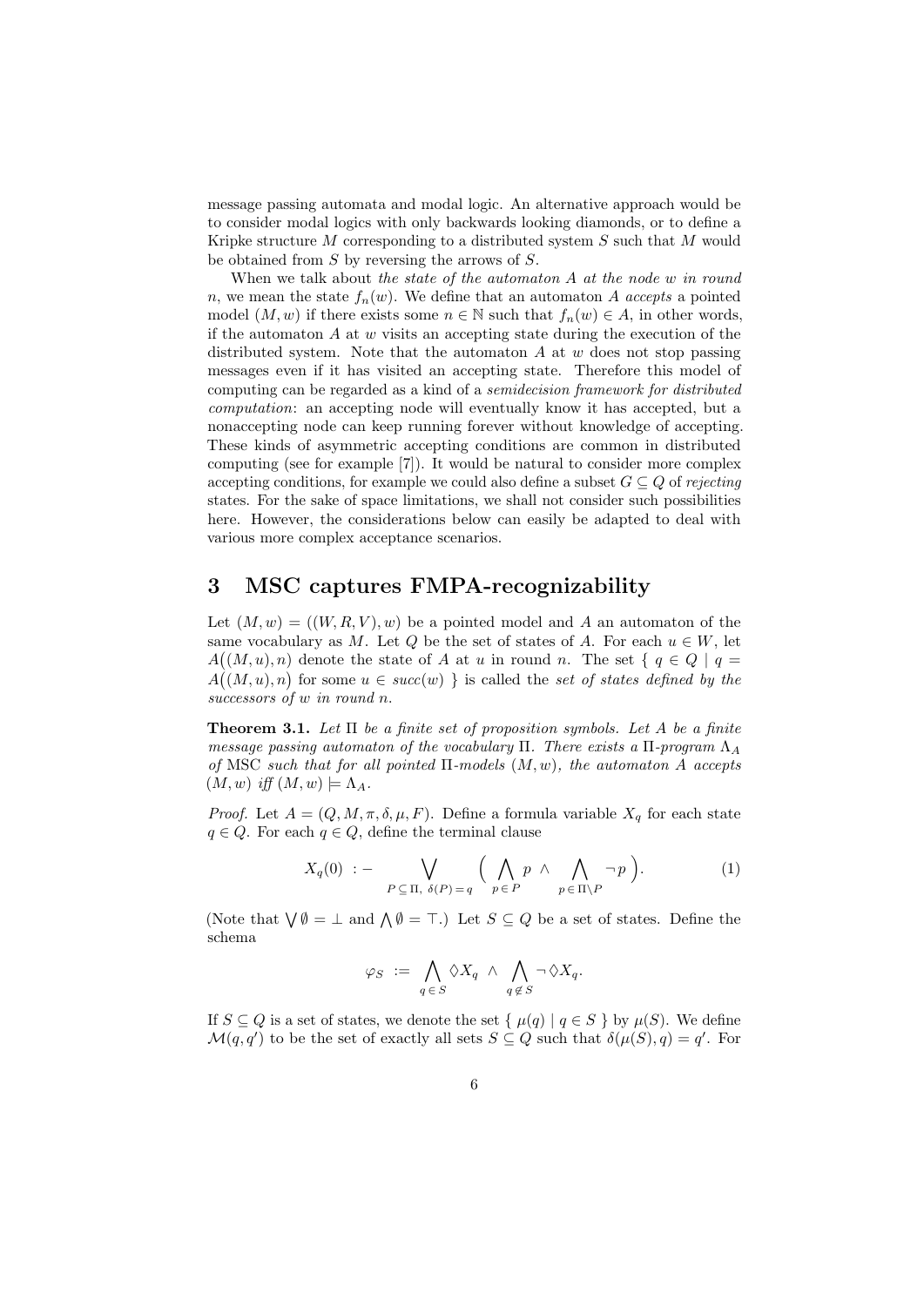message passing automata and modal logic. An alternative approach would be to consider modal logics with only backwards looking diamonds, or to define a Kripke structure $M$ corresponding to a distributed system $S$ such that $M$ would be obtained from $S$ by reversing the arrows of $S$.

When we talk about *the state of the automaton $A$ at the node $w$ in round $n$*, we mean the state $f_n(w)$. We define that an automaton $A$ *accepts* a pointed model $(M, w)$ if there exists some $n \in \mathbb{N}$ such that $f_n(w) \in A$, in other words, if the automaton $A$ at $w$ visits an accepting state during the execution of the distributed system. Note that the automaton $A$ at $w$ does not stop passing messages even if it has visited an accepting state. Therefore this model of computing can be regarded as a kind of a *semidecision framework for distributed computation*: an accepting node will eventually know it has accepted, but a nonaccepting node can keep running forever without knowledge of accepting. These kinds of asymmetric accepting conditions are common in distributed computing (see for example [7]). It would be natural to consider more complex accepting conditions, for example we could also define a subset $G \subseteq Q$ of *rejecting* states. For the sake of space limitations, we shall not consider such possibilities here. However, the considerations below can easily be adapted to deal with various more complex acceptance scenarios.

## 3 MSC captures FMPA-recognizability

Let $(M, w) = ((W, R, V), w)$ be a pointed model and $A$ an automaton of the same vocabulary as $M$. Let $Q$ be the set of states of $A$. For each $u \in W$, let $A\big((M, u), n\big)$ denote the state of $A$ at $u$ in round $n$. The set $\{\ q \in Q \mid q = A\big((M, u), n\big)$ for some $u \in succ(w)\ \}$ is called the *set of states defined by the successors of $w$ in round $n$*.

**Theorem 3.1.** *Let $\Pi$ be a finite set of proposition symbols. Let $A$ be a finite message passing automaton of the vocabulary $\Pi$. There exists a $\Pi$-program $\Lambda_A$ of* MSC *such that for all pointed $\Pi$-models $(M, w)$, the automaton $A$ accepts $(M, w)$ iff $(M, w) \models \Lambda_A$.*

*Proof.* Let $A = (Q, M, \pi, \delta, \mu, F)$. Define a formula variable $X_q$ for each state $q \in Q$. For each $q \in Q$, define the terminal clause

$$X_q(0) \ :- \bigvee_{P \subseteq \Pi,\ \delta(P) = q} \Big( \bigwedge_{p \in P} p \ \wedge \bigwedge_{p \in \Pi \setminus P} \neg p \Big). \tag{1}$$

(Note that $\bigvee \emptyset = \bot$ and $\bigwedge \emptyset = \top$.) Let $S \subseteq Q$ be a set of states. Define the schema

$$\varphi_S \ := \ \bigwedge_{q \in S} \Diamond X_q \ \wedge \ \bigwedge_{q \notin S} \neg \Diamond X_q.$$

If $S \subseteq Q$ is a set of states, we denote the set $\{\ \mu(q) \mid q \in S\ \}$ by $\mu(S)$. We define $\mathcal{M}(q, q')$ to be the set of exactly all sets $S \subseteq Q$ such that $\delta(\mu(S), q) = q'$. For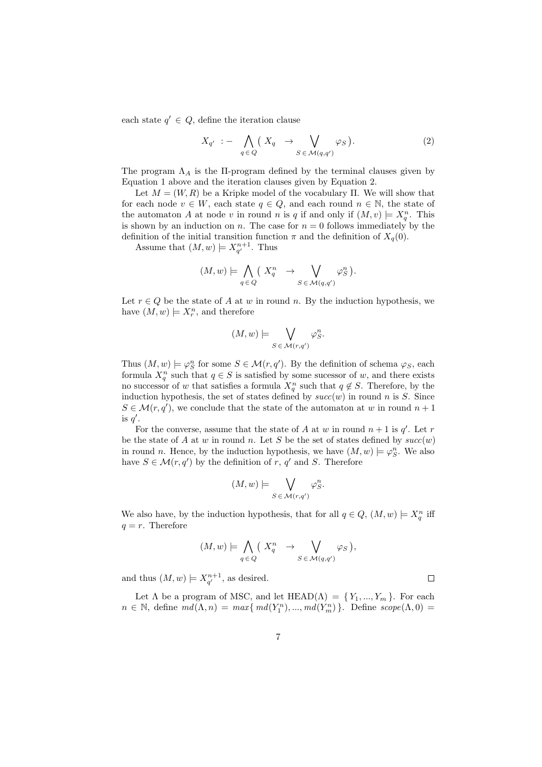each state $q' \in Q$, define the iteration clause

$$X_{q'} \ :- \ \bigwedge_{q \in Q} \big( \ X_q \ \ \rightarrow \bigvee_{S \in \mathcal{M}(q,q')} \varphi_S \, \big). \tag{2}$$

The program $\Lambda_A$ is the $\Pi$-program defined by the terminal clauses given by Equation 1 above and the iteration clauses given by Equation 2.

Let $M = (W, R)$ be a Kripke model of the vocabulary $\Pi$. We will show that for each node $v \in W$, each state $q \in Q$, and each round $n \in \mathbb{N}$, the state of the automaton $A$ at node $v$ in round $n$ is $q$ if and only if $(M, v) \models X_q^n$. This is shown by an induction on $n$. The case for $n = 0$ follows immediately by the definition of the initial transition function $\pi$ and the definition of $X_q(0)$.

Assume that $(M, w) \models X_{q'}^{n+1}$. Thus

$$(M, w) \models \bigwedge_{q \in Q} \big( \ X_q^n \ \ \rightarrow \bigvee_{S \in \mathcal{M}(q,q')} \varphi_S^n \, \big).$$

Let $r \in Q$ be the state of $A$ at $w$ in round $n$. By the induction hypothesis, we have $(M, w) \models X_r^n$, and therefore

$$(M, w) \models \bigvee_{S \in \mathcal{M}(r,q')} \varphi_S^n.$$

Thus $(M, w) \models \varphi_S^n$ for some $S \in \mathcal{M}(r, q')$. By the definition of schema $\varphi_S$, each formula $X_q^n$ such that $q \in S$ is satisfied by some sucessor of $w$, and there exists no successor of $w$ that satisfies a formula $X_q^n$ such that $q \notin S$. Therefore, by the induction hypothesis, the set of states defined by $succ(w)$ in round $n$ is $S$. Since $S \in \mathcal{M}(r, q')$, we conclude that the state of the automaton at $w$ in round $n+1$ is $q'$.

For the converse, assume that the state of $A$ at $w$ in round $n+1$ is $q'$. Let $r$ be the state of $A$ at $w$ in round $n$. Let $S$ be the set of states defined by $succ(w)$ in round $n$. Hence, by the induction hypothesis, we have $(M, w) \models \varphi_S^n$. We also have $S \in \mathcal{M}(r, q')$ by the definition of $r$, $q'$ and $S$. Therefore

$$(M, w) \models \bigvee_{S \in \mathcal{M}(r,q')} \varphi_S^n.$$

We also have, by the induction hypothesis, that for all $q \in Q$, $(M, w) \models X_q^n$ iff $q = r$. Therefore

$$(M, w) \models \bigwedge_{q \in Q} \big( \ X_q^n \ \ \rightarrow \bigvee_{S \in \mathcal{M}(q,q')} \varphi_S \, \big),$$

and thus $(M, w) \models X_{q'}^{n+1}$, as desired. $\square$

Let $\Lambda$ be a program of MSC, and let $\mathrm{HEAD}(\Lambda) = \{ Y_1, ..., Y_m \}$. For each $n \in \mathbb{N}$, define $md(\Lambda, n) = max\{ md(Y_1^n), ..., md(Y_m^n) \}$. Define $scope(\Lambda, 0) =$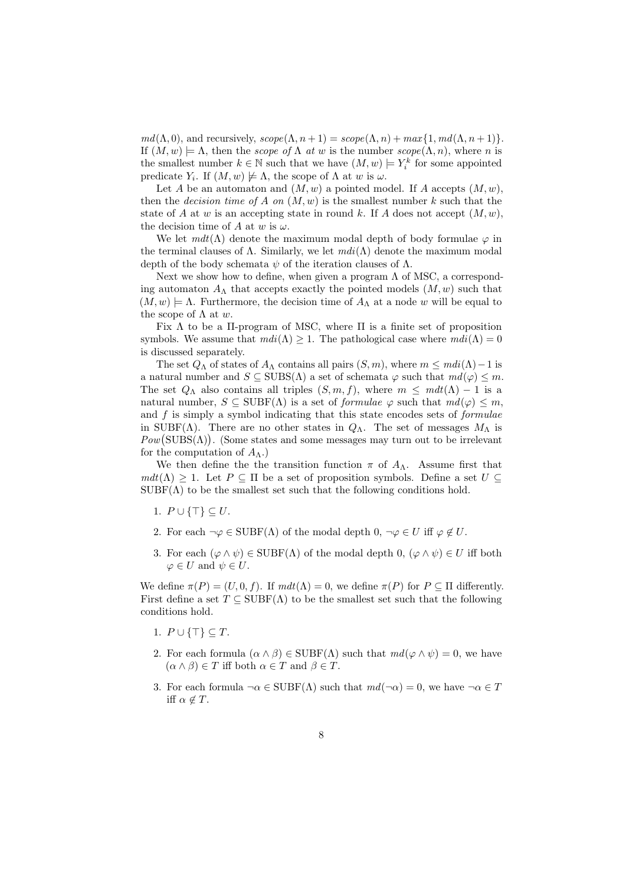$md(\Lambda, 0)$, and recursively, $scope(\Lambda, n+1) = scope(\Lambda, n) + max\{1, md(\Lambda, n+1)\}$. If $(M, w) \models \Lambda$, then the *scope of* $\Lambda$ *at* $w$ is the number $scope(\Lambda, n)$, where $n$ is the smallest number $k \in \mathbb{N}$ such that we have $(M, w) \models Y_i^k$ for some appointed predicate $Y_i$. If $(M, w) \not\models \Lambda$, the scope of $\Lambda$ at $w$ is $\omega$.

Let $A$ be an automaton and $(M, w)$ a pointed model. If $A$ accepts $(M, w)$, then the *decision time of* $A$ *on* $(M, w)$ is the smallest number $k$ such that the state of $A$ at $w$ is an accepting state in round $k$. If $A$ does not accept $(M, w)$, the decision time of $A$ at $w$ is $\omega$.

We let $mdt(\Lambda)$ denote the maximum modal depth of body formulae $\varphi$ in the terminal clauses of $\Lambda$. Similarly, we let $mdi(\Lambda)$ denote the maximum modal depth of the body schemata $\psi$ of the iteration clauses of $\Lambda$.

Next we show how to define, when given a program $\Lambda$ of MSC, a corresponding automaton $A_\Lambda$ that accepts exactly the pointed models $(M, w)$ such that $(M, w) \models \Lambda$. Furthermore, the decision time of $A_\Lambda$ at a node $w$ will be equal to the scope of $\Lambda$ at $w$.

Fix $\Lambda$ to be a $\Pi$-program of MSC, where $\Pi$ is a finite set of proposition symbols. We assume that $mdi(\Lambda) \geq 1$. The pathological case where $mdi(\Lambda) = 0$ is discussed separately.

The set $Q_\Lambda$ of states of $A_\Lambda$ contains all pairs $(S, m)$, where $m \leq mdi(\Lambda) - 1$ is a natural number and $S \subseteq \text{SUBS}(\Lambda)$ a set of schemata $\varphi$ such that $md(\varphi) \leq m$. The set $Q_\Lambda$ also contains all triples $(S, m, f)$, where $m \leq mdt(\Lambda) - 1$ is a natural number, $S \subseteq \text{SUBF}(\Lambda)$ is a set of *formulae* $\varphi$ such that $md(\varphi) \leq m$, and $f$ is simply a symbol indicating that this state encodes sets of *formulae* in $\text{SUBF}(\Lambda)$. There are no other states in $Q_\Lambda$. The set of messages $M_\Lambda$ is $Pow\big(\text{SUBS}(\Lambda)\big)$. (Some states and some messages may turn out to be irrelevant for the computation of $A_\Lambda$.)

We then define the the transition function $\pi$ of $A_\Lambda$. Assume first that $mdt(\Lambda) \geq 1$. Let $P \subseteq \Pi$ be a set of proposition symbols. Define a set $U \subseteq \text{SUBF}(\Lambda)$ to be the smallest set such that the following conditions hold.

1. $P \cup \{\top\} \subseteq U$.
2. For each $\neg\varphi \in \text{SUBF}(\Lambda)$ of the modal depth 0, $\neg\varphi \in U$ iff $\varphi \notin U$.
3. For each $(\varphi \wedge \psi) \in \text{SUBF}(\Lambda)$ of the modal depth 0, $(\varphi \wedge \psi) \in U$ iff both $\varphi \in U$ and $\psi \in U$.

We define $\pi(P) = (U, 0, f)$. If $mdt(\Lambda) = 0$, we define $\pi(P)$ for $P \subseteq \Pi$ differently. First define a set $T \subseteq \text{SUBF}(\Lambda)$ to be the smallest set such that the following conditions hold.

1. $P \cup \{\top\} \subseteq T$.
2. For each formula $(\alpha \wedge \beta) \in \text{SUBF}(\Lambda)$ such that $md(\varphi \wedge \psi) = 0$, we have $(\alpha \wedge \beta) \in T$ iff both $\alpha \in T$ and $\beta \in T$.
3. For each formula $\neg\alpha \in \text{SUBF}(\Lambda)$ such that $md(\neg\alpha) = 0$, we have $\neg\alpha \in T$ iff $\alpha \notin T$.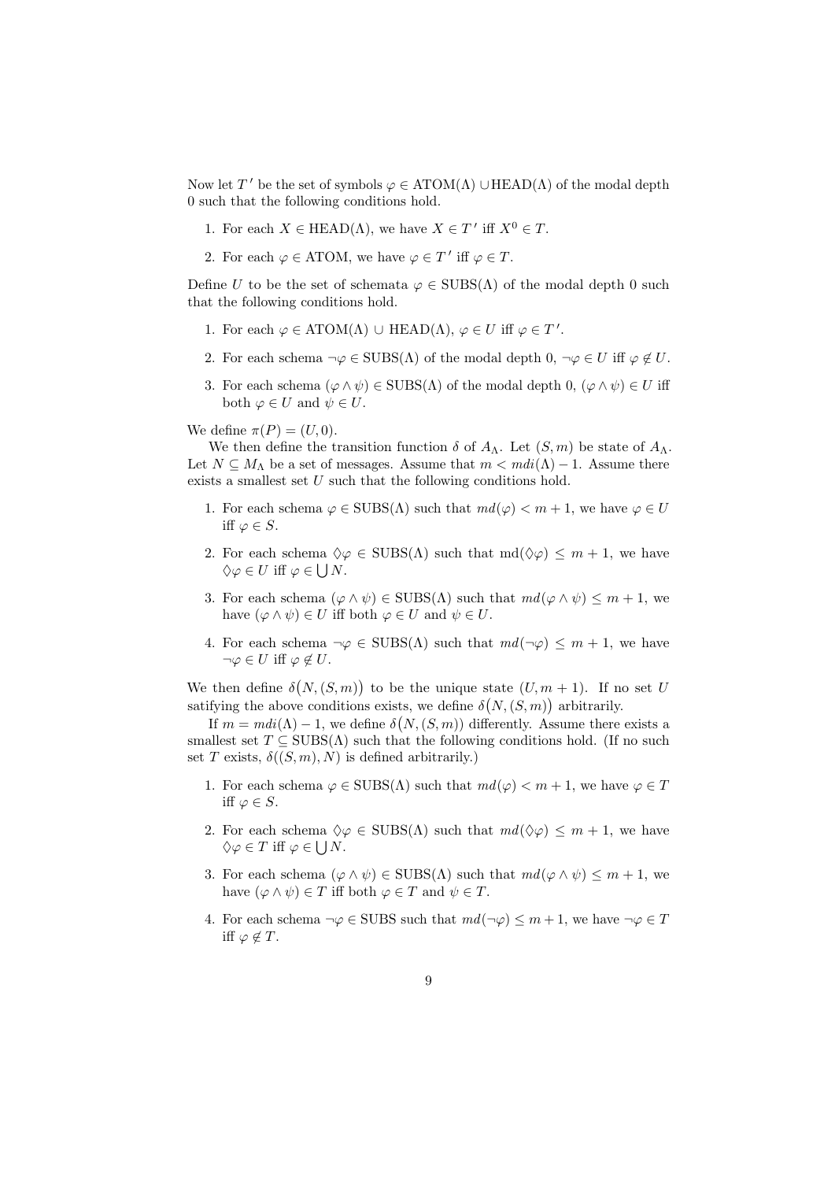Now let $T'$ be the set of symbols $\varphi \in \text{ATOM}(\Lambda) \cup \text{HEAD}(\Lambda)$ of the modal depth 0 such that the following conditions hold.

1. For each $X \in \text{HEAD}(\Lambda)$, we have $X \in T'$ iff $X^0 \in T$.
2. For each $\varphi \in \text{ATOM}$, we have $\varphi \in T'$ iff $\varphi \in T$.

Define $U$ to be the set of schemata $\varphi \in \text{SUBS}(\Lambda)$ of the modal depth 0 such that the following conditions hold.

1. For each $\varphi \in \text{ATOM}(\Lambda) \cup \text{HEAD}(\Lambda)$, $\varphi \in U$ iff $\varphi \in T'$.
2. For each schema $\neg\varphi \in \text{SUBS}(\Lambda)$ of the modal depth 0, $\neg\varphi \in U$ iff $\varphi \notin U$.
3. For each schema $(\varphi \wedge \psi) \in \text{SUBS}(\Lambda)$ of the modal depth 0, $(\varphi \wedge \psi) \in U$ iff both $\varphi \in U$ and $\psi \in U$.

We define $\pi(P) = (U, 0)$.

We then define the transition function $\delta$ of $A_\Lambda$. Let $(S, m)$ be state of $A_\Lambda$. Let $N \subseteq M_\Lambda$ be a set of messages. Assume that $m < mdi(\Lambda) - 1$. Assume there exists a smallest set $U$ such that the following conditions hold.

1. For each schema $\varphi \in \text{SUBS}(\Lambda)$ such that $md(\varphi) < m + 1$, we have $\varphi \in U$ iff $\varphi \in S$.
2. For each schema $\Diamond\varphi \in \text{SUBS}(\Lambda)$ such that $\text{md}(\Diamond\varphi) \leq m + 1$, we have $\Diamond\varphi \in U$ iff $\varphi \in \bigcup N$.
3. For each schema $(\varphi \wedge \psi) \in \text{SUBS}(\Lambda)$ such that $md(\varphi \wedge \psi) \leq m + 1$, we have $(\varphi \wedge \psi) \in U$ iff both $\varphi \in U$ and $\psi \in U$.
4. For each schema $\neg\varphi \in \text{SUBS}(\Lambda)$ such that $md(\neg\varphi) \leq m + 1$, we have $\neg\varphi \in U$ iff $\varphi \notin U$.

We then define $\delta\big(N, (S, m)\big)$ to be the unique state $(U, m + 1)$. If no set $U$ satifying the above conditions exists, we define $\delta\big(N, (S, m)\big)$ arbitrarily.

If $m = mdi(\Lambda) - 1$, we define $\delta\big(N, (S, m)\big)$ differently. Assume there exists a smallest set $T \subseteq \text{SUBS}(\Lambda)$ such that the following conditions hold. (If no such set $T$ exists, $\delta((S, m), N)$ is defined arbitrarily.)

1. For each schema $\varphi \in \text{SUBS}(\Lambda)$ such that $md(\varphi) < m + 1$, we have $\varphi \in T$ iff $\varphi \in S$.
2. For each schema $\Diamond\varphi \in \text{SUBS}(\Lambda)$ such that $md(\Diamond\varphi) \leq m + 1$, we have $\Diamond\varphi \in T$ iff $\varphi \in \bigcup N$.
3. For each schema $(\varphi \wedge \psi) \in \text{SUBS}(\Lambda)$ such that $md(\varphi \wedge \psi) \leq m + 1$, we have $(\varphi \wedge \psi) \in T$ iff both $\varphi \in T$ and $\psi \in T$.
4. For each schema $\neg\varphi \in \text{SUBS}$ such that $md(\neg\varphi) \leq m + 1$, we have $\neg\varphi \in T$ iff $\varphi \notin T$.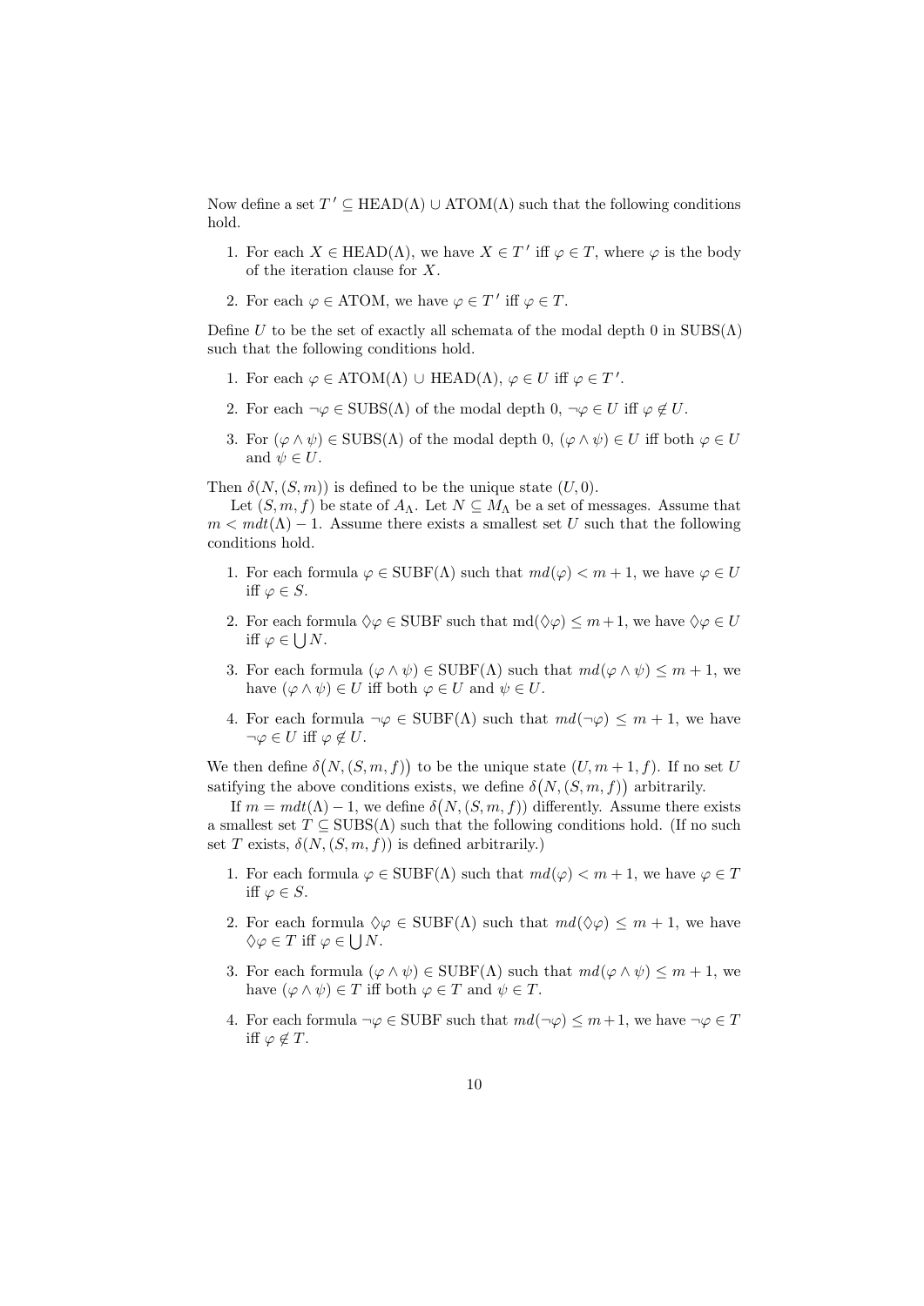Now define a set $T' \subseteq \mathrm{HEAD}(\Lambda) \cup \mathrm{ATOM}(\Lambda)$ such that the following conditions hold.

1. For each $X \in \mathrm{HEAD}(\Lambda)$, we have $X \in T'$ iff $\varphi \in T$, where $\varphi$ is the body of the iteration clause for $X$.
2. For each $\varphi \in \mathrm{ATOM}$, we have $\varphi \in T'$ iff $\varphi \in T$.

Define $U$ to be the set of exactly all schemata of the modal depth 0 in $\mathrm{SUBS}(\Lambda)$ such that the following conditions hold.

1. For each $\varphi \in \mathrm{ATOM}(\Lambda) \cup \mathrm{HEAD}(\Lambda)$, $\varphi \in U$ iff $\varphi \in T'$.
2. For each $\neg\varphi \in \mathrm{SUBS}(\Lambda)$ of the modal depth 0, $\neg\varphi \in U$ iff $\varphi \notin U$.
3. For $(\varphi \wedge \psi) \in \mathrm{SUBS}(\Lambda)$ of the modal depth 0, $(\varphi \wedge \psi) \in U$ iff both $\varphi \in U$ and $\psi \in U$.

Then $\delta(N, (S, m))$ is defined to be the unique state $(U, 0)$.

Let $(S, m, f)$ be state of $A_\Lambda$. Let $N \subseteq M_\Lambda$ be a set of messages. Assume that $m < mdt(\Lambda) - 1$. Assume there exists a smallest set $U$ such that the following conditions hold.

1. For each formula $\varphi \in \mathrm{SUBF}(\Lambda)$ such that $md(\varphi) < m + 1$, we have $\varphi \in U$ iff $\varphi \in S$.
2. For each formula $\Diamond\varphi \in \mathrm{SUBF}$ such that $\mathrm{md}(\Diamond\varphi) \leq m+1$, we have $\Diamond\varphi \in U$ iff $\varphi \in \bigcup N$.
3. For each formula $(\varphi \wedge \psi) \in \mathrm{SUBF}(\Lambda)$ such that $md(\varphi \wedge \psi) \leq m + 1$, we have $(\varphi \wedge \psi) \in U$ iff both $\varphi \in U$ and $\psi \in U$.
4. For each formula $\neg\varphi \in \mathrm{SUBF}(\Lambda)$ such that $md(\neg\varphi) \leq m + 1$, we have $\neg\varphi \in U$ iff $\varphi \notin U$.

We then define $\delta\big(N, (S, m, f)\big)$ to be the unique state $(U, m + 1, f)$. If no set $U$ satisfying the above conditions exists, we define $\delta\big(N, (S, m, f)\big)$ arbitrarily.

If $m = mdt(\Lambda) - 1$, we define $\delta\big(N, (S, m, f)\big)$ differently. Assume there exists a smallest set $T \subseteq \mathrm{SUBS}(\Lambda)$ such that the following conditions hold. (If no such set $T$ exists, $\delta(N, (S, m, f))$ is defined arbitrarily.)

1. For each formula $\varphi \in \mathrm{SUBF}(\Lambda)$ such that $md(\varphi) < m + 1$, we have $\varphi \in T$ iff $\varphi \in S$.
2. For each formula $\Diamond\varphi \in \mathrm{SUBF}(\Lambda)$ such that $md(\Diamond\varphi) \leq m + 1$, we have $\Diamond\varphi \in T$ iff $\varphi \in \bigcup N$.
3. For each formula $(\varphi \wedge \psi) \in \mathrm{SUBF}(\Lambda)$ such that $md(\varphi \wedge \psi) \leq m + 1$, we have $(\varphi \wedge \psi) \in T$ iff both $\varphi \in T$ and $\psi \in T$.
4. For each formula $\neg\varphi \in \mathrm{SUBF}$ such that $md(\neg\varphi) \leq m+1$, we have $\neg\varphi \in T$ iff $\varphi \notin T$.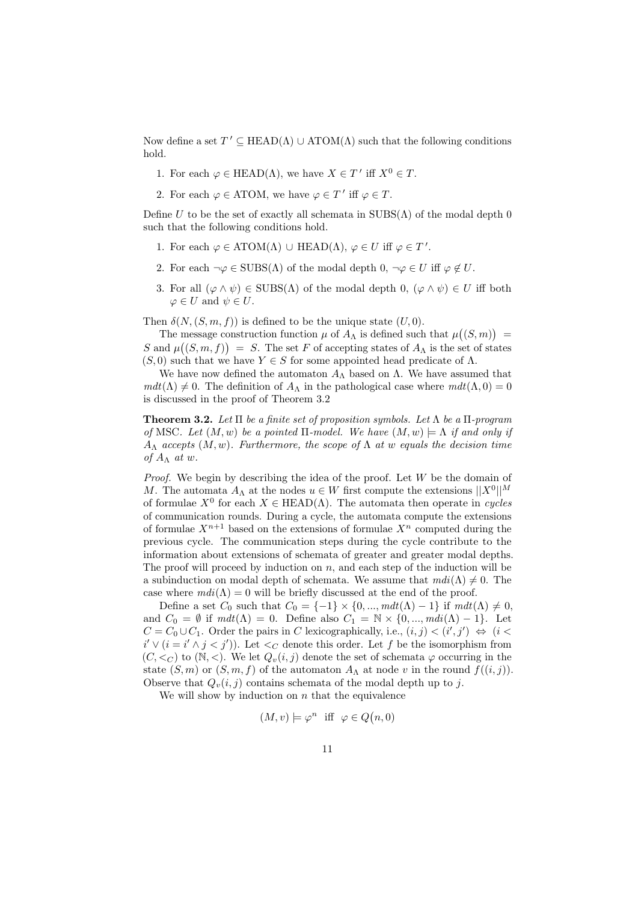Now define a set $T' \subseteq \text{HEAD}(\Lambda) \cup \text{ATOM}(\Lambda)$ such that the following conditions hold.

1. For each $\varphi \in \text{HEAD}(\Lambda)$, we have $X \in T'$ iff $X^0 \in T$.
2. For each $\varphi \in \text{ATOM}$, we have $\varphi \in T'$ iff $\varphi \in T$.

Define $U$ to be the set of exactly all schemata in $\text{SUBS}(\Lambda)$ of the modal depth 0 such that the following conditions hold.

1. For each $\varphi \in \text{ATOM}(\Lambda) \cup \text{HEAD}(\Lambda)$, $\varphi \in U$ iff $\varphi \in T'$.
2. For each $\neg\varphi \in \text{SUBS}(\Lambda)$ of the modal depth 0, $\neg\varphi \in U$ iff $\varphi \notin U$.
3. For all $(\varphi \wedge \psi) \in \text{SUBS}(\Lambda)$ of the modal depth 0, $(\varphi \wedge \psi) \in U$ iff both $\varphi \in U$ and $\psi \in U$.

Then $\delta(N, (S, m, f))$ is defined to be the unique state $(U, 0)$.

The message construction function $\mu$ of $A_\Lambda$ is defined such that $\mu\big((S, m)\big) = S$ and $\mu\big((S, m, f)\big) = S$. The set $F$ of accepting states of $A_\Lambda$ is the set of states $(S, 0)$ such that we have $Y \in S$ for some appointed head predicate of $\Lambda$.

We have now defined the automaton $A_\Lambda$ based on $\Lambda$. We have assumed that $mdt(\Lambda) \neq 0$. The definition of $A_\Lambda$ in the pathological case where $mdt(\Lambda, 0) = 0$ is discussed in the proof of Theorem 3.2

**Theorem 3.2.** *Let $\Pi$ be a finite set of proposition symbols. Let $\Lambda$ be a $\Pi$-program of* MSC. *Let $(M, w)$ be a pointed $\Pi$-model. We have $(M, w) \models \Lambda$ if and only if $A_\Lambda$ accepts $(M, w)$. Furthermore, the scope of $\Lambda$ at $w$ equals the decision time of $A_\Lambda$ at $w$.*

*Proof.* We begin by describing the idea of the proof. Let $W$ be the domain of $M$. The automata $A_\Lambda$ at the nodes $u \in W$ first compute the extensions $||X^0||^M$ of formulae $X^0$ for each $X \in \text{HEAD}(\Lambda)$. The automata then operate in *cycles* of communication rounds. During a cycle, the automata compute the extensions of formulae $X^{n+1}$ based on the extensions of formulae $X^n$ computed during the previous cycle. The communication steps during the cycle contribute to the information about extensions of schemata of greater and greater modal depths. The proof will proceed by induction on $n$, and each step of the induction will be a subinduction on modal depth of schemata. We assume that $mdi(\Lambda) \neq 0$. The case where $mdi(\Lambda) = 0$ will be briefly discussed at the end of the proof.

Define a set $C_0$ such that $C_0 = \{-1\} \times \{0, ..., mdt(\Lambda) - 1\}$ if $mdt(\Lambda) \neq 0$, and $C_0 = \emptyset$ if $mdt(\Lambda) = 0$. Define also $C_1 = \mathbb{N} \times \{0, ..., mdi(\Lambda) - 1\}$. Let $C = C_0 \cup C_1$. Order the pairs in $C$ lexicographically, i.e., $(i, j) < (i', j') \Leftrightarrow (i < i' \vee (i = i' \wedge j < j'))$. Let $<_C$ denote this order. Let $f$ be the isomorphism from $(C, <_C)$ to $(\mathbb{N}, <)$. We let $Q_v(i, j)$ denote the set of schemata $\varphi$ occurring in the state $(S, m)$ or $(S, m, f)$ of the automaton $A_\Lambda$ at node $v$ in the round $f((i, j))$. Observe that $Q_v(i, j)$ contains schemata of the modal depth up to $j$.

We will show by induction on $n$ that the equivalence

$$(M, v) \models \varphi^n \ \text{ iff } \ \varphi \in Q\big(n, 0\big)$$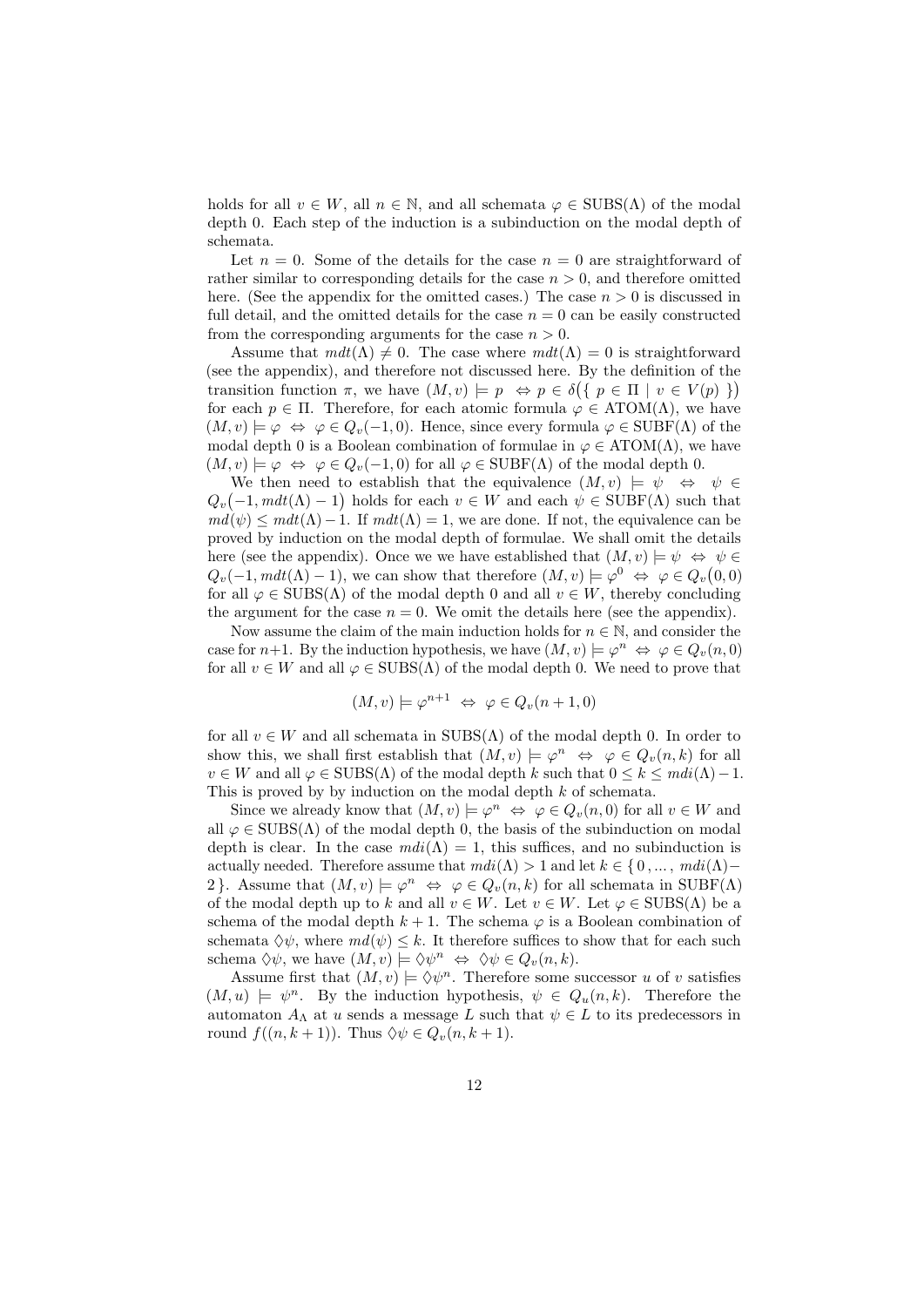holds for all $v \in W$, all $n \in \mathbb{N}$, and all schemata $\varphi \in \mathrm{SUBS}(\Lambda)$ of the modal depth 0. Each step of the induction is a subinduction on the modal depth of schemata.

Let $n = 0$. Some of the details for the case $n = 0$ are straightforward of rather similar to corresponding details for the case $n > 0$, and therefore omitted here. (See the appendix for the omitted cases.) The case $n > 0$ is discussed in full detail, and the omitted details for the case $n = 0$ can be easily constructed from the corresponding arguments for the case $n > 0$.

Assume that $mdt(\Lambda) \neq 0$. The case where $mdt(\Lambda) = 0$ is straightforward (see the appendix), and therefore not discussed here. By the definition of the transition function $\pi$, we have $(M, v) \models p \;\Leftrightarrow\; p \in \delta\big(\{\, p \in \Pi \mid v \in V(p) \,\}\big)$ for each $p \in \Pi$. Therefore, for each atomic formula $\varphi \in \mathrm{ATOM}(\Lambda)$, we have $(M, v) \models \varphi \;\Leftrightarrow\; \varphi \in Q_v(-1, 0)$. Hence, since every formula $\varphi \in \mathrm{SUBF}(\Lambda)$ of the modal depth 0 is a Boolean combination of formulae in $\varphi \in \mathrm{ATOM}(\Lambda)$, we have $(M, v) \models \varphi \;\Leftrightarrow\; \varphi \in Q_v(-1, 0)$ for all $\varphi \in \mathrm{SUBF}(\Lambda)$ of the modal depth 0.

We then need to establish that the equivalence $(M, v) \models \psi \;\Leftrightarrow\; \psi \in Q_v\big(-1, mdt(\Lambda) - 1\big)$ holds for each $v \in W$ and each $\psi \in \mathrm{SUBF}(\Lambda)$ such that $md(\psi) \leq mdt(\Lambda) - 1$. If $mdt(\Lambda) = 1$, we are done. If not, the equivalence can be proved by induction on the modal depth of formulae. We shall omit the details here (see the appendix). Once we we have established that $(M, v) \models \psi \;\Leftrightarrow\; \psi \in Q_v(-1, mdt(\Lambda) - 1)$, we can show that therefore $(M, v) \models \varphi^0 \;\Leftrightarrow\; \varphi \in Q_v\big(0, 0\big)$ for all $\varphi \in \mathrm{SUBS}(\Lambda)$ of the modal depth 0 and all $v \in W$, thereby concluding the argument for the case $n = 0$. We omit the details here (see the appendix).

Now assume the claim of the main induction holds for $n \in \mathbb{N}$, and consider the case for $n+1$. By the induction hypothesis, we have $(M, v) \models \varphi^n \;\Leftrightarrow\; \varphi \in Q_v(n, 0)$ for all $v \in W$ and all $\varphi \in \mathrm{SUBS}(\Lambda)$ of the modal depth 0. We need to prove that

$$(M, v) \models \varphi^{n+1} \;\Leftrightarrow\; \varphi \in Q_v(n + 1, 0)$$

for all $v \in W$ and all schemata in $\mathrm{SUBS}(\Lambda)$ of the modal depth 0. In order to show this, we shall first establish that $(M, v) \models \varphi^n \;\Leftrightarrow\; \varphi \in Q_v(n, k)$ for all $v \in W$ and all $\varphi \in \mathrm{SUBS}(\Lambda)$ of the modal depth $k$ such that $0 \leq k \leq mdi(\Lambda) - 1$. This is proved by by induction on the modal depth $k$ of schemata.

Since we already know that $(M, v) \models \varphi^n \;\Leftrightarrow\; \varphi \in Q_v(n, 0)$ for all $v \in W$ and all $\varphi \in \mathrm{SUBS}(\Lambda)$ of the modal depth 0, the basis of the subinduction on modal depth is clear. In the case $mdi(\Lambda) = 1$, this suffices, and no subinduction is actually needed. Therefore assume that $mdi(\Lambda) > 1$ and let $k \in \{\, 0 \,, \dots ,\, mdi(\Lambda) - 2 \,\}$. Assume that $(M, v) \models \varphi^n \;\Leftrightarrow\; \varphi \in Q_v(n, k)$ for all schemata in $\mathrm{SUBF}(\Lambda)$ of the modal depth up to $k$ and all $v \in W$. Let $v \in W$. Let $\varphi \in \mathrm{SUBS}(\Lambda)$ be a schema of the modal depth $k + 1$. The schema $\varphi$ is a Boolean combination of schemata $\Diamond\psi$, where $md(\psi) \leq k$. It therefore suffices to show that for each such schema $\Diamond\psi$, we have $(M, v) \models \Diamond\psi^n \;\Leftrightarrow\; \Diamond\psi \in Q_v(n, k)$.

Assume first that $(M, v) \models \Diamond\psi^n$. Therefore some successor $u$ of $v$ satisfies $(M, u) \models \psi^n$. By the induction hypothesis, $\psi \in Q_u(n, k)$. Therefore the automaton $A_\Lambda$ at $u$ sends a message $L$ such that $\psi \in L$ to its predecessors in round $f((n, k + 1))$. Thus $\Diamond\psi \in Q_v(n, k + 1)$.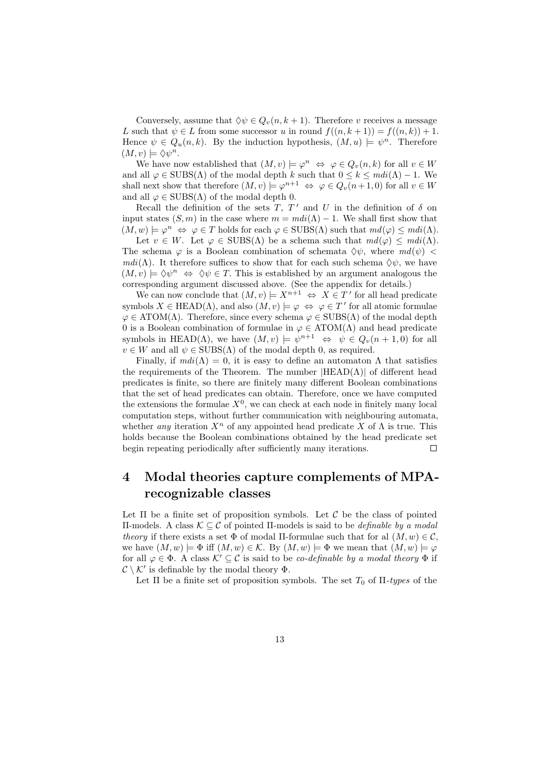Conversely, assume that $\Diamond\psi \in Q_v(n, k+1)$. Therefore $v$ receives a message $L$ such that $\psi \in L$ from some successor $u$ in round $f((n, k+1)) = f((n, k)) + 1$. Hence $\psi \in Q_u(n, k)$. By the induction hypothesis, $(M, u) \models \psi^n$. Therefore $(M, v) \models \Diamond\psi^n$.

We have now established that $(M, v) \models \varphi^n \Leftrightarrow \varphi \in Q_v(n, k)$ for all $v \in W$ and all $\varphi \in \mathrm{SUBS}(\Lambda)$ of the modal depth $k$ such that $0 \leq k \leq mdi(\Lambda) - 1$. We shall next show that therefore $(M, v) \models \varphi^{n+1} \Leftrightarrow \varphi \in Q_v(n+1, 0)$ for all $v \in W$ and all $\varphi \in \mathrm{SUBS}(\Lambda)$ of the modal depth 0.

Recall the definition of the sets $T$, $T'$ and $U$ in the definition of $\delta$ on input states $(S, m)$ in the case where $m = mdi(\Lambda) - 1$. We shall first show that $(M, w) \models \varphi^n \Leftrightarrow \varphi \in T$ holds for each $\varphi \in \mathrm{SUBS}(\Lambda)$ such that $md(\varphi) \leq mdi(\Lambda)$.

Let $v \in W$. Let $\varphi \in \mathrm{SUBS}(\Lambda)$ be a schema such that $md(\varphi) \leq mdi(\Lambda)$. The schema $\varphi$ is a Boolean combination of schemata $\Diamond\psi$, where $md(\psi) < mdi(\Lambda)$. It therefore suffices to show that for each such schema $\Diamond\psi$, we have $(M, v) \models \Diamond\psi^n \Leftrightarrow \Diamond\psi \in T$. This is established by an argument analogous the corresponding argument discussed above. (See the appendix for details.)

We can now conclude that $(M, v) \models X^{n+1} \Leftrightarrow X \in T'$ for all head predicate symbols $X \in \mathrm{HEAD}(\Lambda)$, and also $(M, v) \models \varphi \Leftrightarrow \varphi \in T'$ for all atomic formulae $\varphi \in \mathrm{ATOM}(\Lambda)$. Therefore, since every schema $\varphi \in \mathrm{SUBS}(\Lambda)$ of the modal depth 0 is a Boolean combination of formulae in $\varphi \in \mathrm{ATOM}(\Lambda)$ and head predicate symbols in $\mathrm{HEAD}(\Lambda)$, we have $(M, v) \models \psi^{n+1} \Leftrightarrow \psi \in Q_v(n+1, 0)$ for all $v \in W$ and all $\psi \in \mathrm{SUBS}(\Lambda)$ of the modal depth 0, as required.

Finally, if $mdi(\Lambda) = 0$, it is easy to define an automaton $\Lambda$ that satisfies the requirements of the Theorem. The number $|\mathrm{HEAD}(\Lambda)|$ of different head predicates is finite, so there are finitely many different Boolean combinations that the set of head predicates can obtain. Therefore, once we have computed the extensions the formulae $X^0$, we can check at each node in finitely many local computation steps, without further communication with neighbouring automata, whether *any* iteration $X^n$ of any appointed head predicate $X$ of $\Lambda$ is true. This holds because the Boolean combinations obtained by the head predicate set begin repeating periodically after sufficiently many iterations. $\square$

## 4 Modal theories capture complements of MPA-recognizable classes

Let $\Pi$ be a finite set of proposition symbols. Let $\mathcal{C}$ be the class of pointed $\Pi$-models. A class $\mathcal{K} \subseteq \mathcal{C}$ of pointed $\Pi$-models is said to be *definable by a modal theory* if there exists a set $\Phi$ of modal $\Pi$-formulae such that for al $(M, w) \in \mathcal{C}$, we have $(M, w) \models \Phi$ iff $(M, w) \in \mathcal{K}$. By $(M, w) \models \Phi$ we mean that $(M, w) \models \varphi$ for all $\varphi \in \Phi$. A class $\mathcal{K}' \subseteq \mathcal{C}$ is said to be *co-definable by a modal theory* $\Phi$ if $\mathcal{C} \setminus \mathcal{K}'$ is definable by the modal theory $\Phi$.

Let $\Pi$ be a finite set of proposition symbols. The set $T_0$ of $\Pi$-*types* of the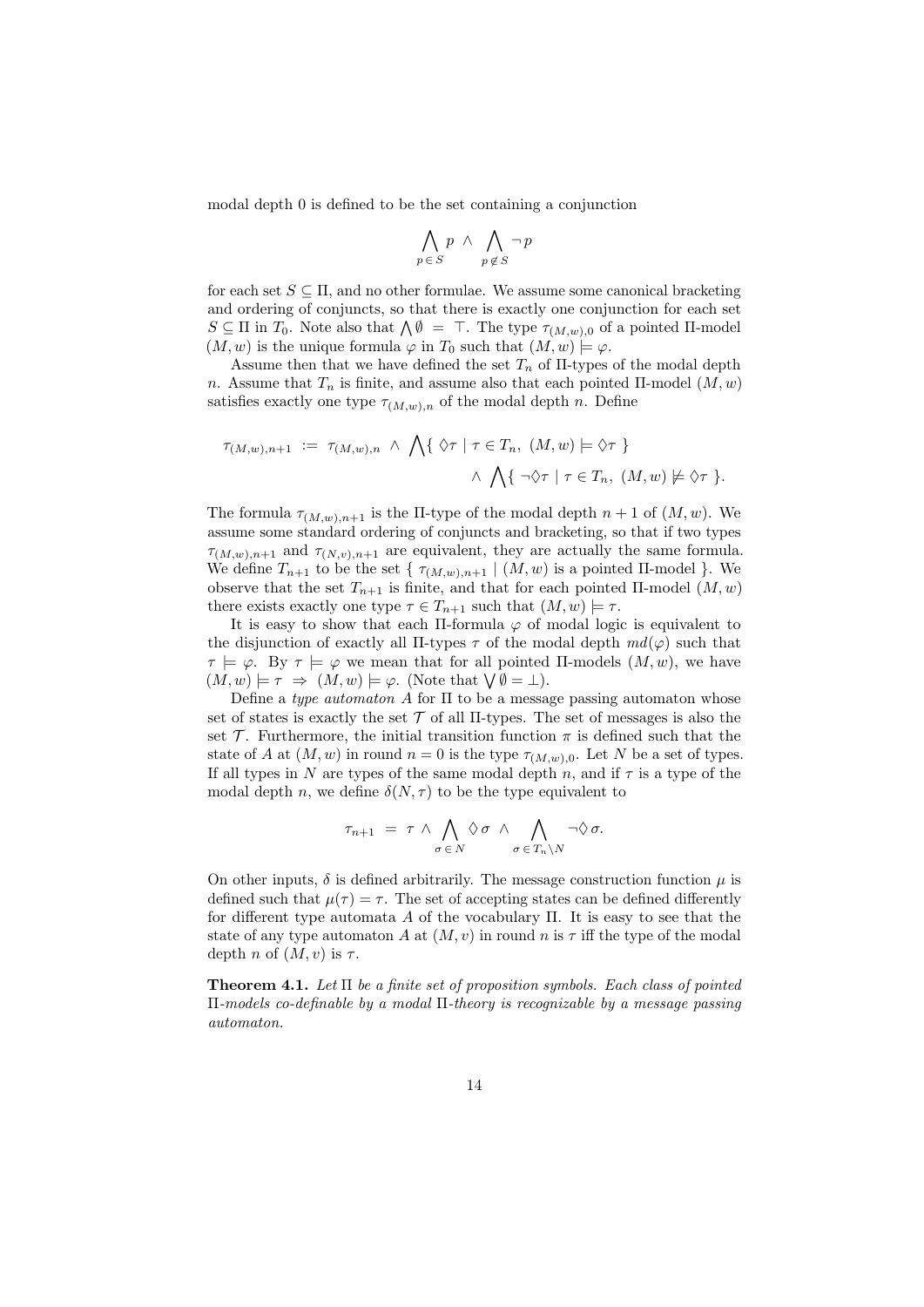modal depth 0 is defined to be the set containing a conjunction

$$\bigwedge_{p \in S} p \;\wedge\; \bigwedge_{p \notin S} \neg p$$

for each set $S \subseteq \Pi$, and no other formulae. We assume some canonical bracketing and ordering of conjuncts, so that there is exactly one conjunction for each set $S \subseteq \Pi$ in $T_0$. Note also that $\bigwedge \emptyset \;=\; \top$. The type $\tau_{(M,w),0}$ of a pointed $\Pi$-model $(M, w)$ is the unique formula $\varphi$ in $T_0$ such that $(M, w) \models \varphi$.

Assume then that we have defined the set $T_n$ of $\Pi$-types of the modal depth $n$. Assume that $T_n$ is finite, and assume also that each pointed $\Pi$-model $(M, w)$ satisfies exactly one type $\tau_{(M,w),n}$ of the modal depth $n$. Define

$$\tau_{(M,w),n+1} \;:=\; \tau_{(M,w),n} \;\wedge\; \bigwedge \{\, \Diamond\tau \mid \tau \in T_n,\ (M, w) \models \Diamond\tau \,\} \\ \wedge\; \bigwedge \{\, \neg\Diamond\tau \mid \tau \in T_n,\ (M, w) \not\models \Diamond\tau \,\}.$$

The formula $\tau_{(M,w),n+1}$ is the $\Pi$-type of the modal depth $n + 1$ of $(M, w)$. We assume some standard ordering of conjuncts and bracketing, so that if two types $\tau_{(M,w),n+1}$ and $\tau_{(N,v),n+1}$ are equivalent, they are actually the same formula. We define $T_{n+1}$ to be the set $\{\, \tau_{(M,w),n+1} \mid (M, w)$ is a pointed $\Pi$-model $\}$. We observe that the set $T_{n+1}$ is finite, and that for each pointed $\Pi$-model $(M, w)$ there exists exactly one type $\tau \in T_{n+1}$ such that $(M, w) \models \tau$.

It is easy to show that each $\Pi$-formula $\varphi$ of modal logic is equivalent to the disjunction of exactly all $\Pi$-types $\tau$ of the modal depth $md(\varphi)$ such that $\tau \models \varphi$. By $\tau \models \varphi$ we mean that for all pointed $\Pi$-models $(M, w)$, we have $(M, w) \models \tau \;\Rightarrow\; (M, w) \models \varphi$. (Note that $\bigvee \emptyset = \bot$).

Define a *type automaton* $A$ for $\Pi$ to be a message passing automaton whose set of states is exactly the set $\mathcal{T}$ of all $\Pi$-types. The set of messages is also the set $\mathcal{T}$. Furthermore, the initial transition function $\pi$ is defined such that the state of $A$ at $(M, w)$ in round $n = 0$ is the type $\tau_{(M,w),0}$. Let $N$ be a set of types. If all types in $N$ are types of the same modal depth $n$, and if $\tau$ is a type of the modal depth $n$, we define $\delta(N, \tau)$ to be the type equivalent to

$$\tau_{n+1} \;=\; \tau \;\wedge\; \bigwedge_{\sigma \,\in\, N} \Diamond\,\sigma \;\wedge\; \bigwedge_{\sigma \,\in\, T_n \setminus N} \neg\Diamond\,\sigma.$$

On other inputs, $\delta$ is defined arbitrarily. The message construction function $\mu$ is defined such that $\mu(\tau) = \tau$. The set of accepting states can be defined differently for different type automata $A$ of the vocabulary $\Pi$. It is easy to see that the state of any type automaton $A$ at $(M, v)$ in round $n$ is $\tau$ iff the type of the modal depth $n$ of $(M, v)$ is $\tau$.

**Theorem 4.1.** *Let $\Pi$ be a finite set of proposition symbols. Each class of pointed $\Pi$-models co-definable by a modal $\Pi$-theory is recognizable by a message passing automaton.*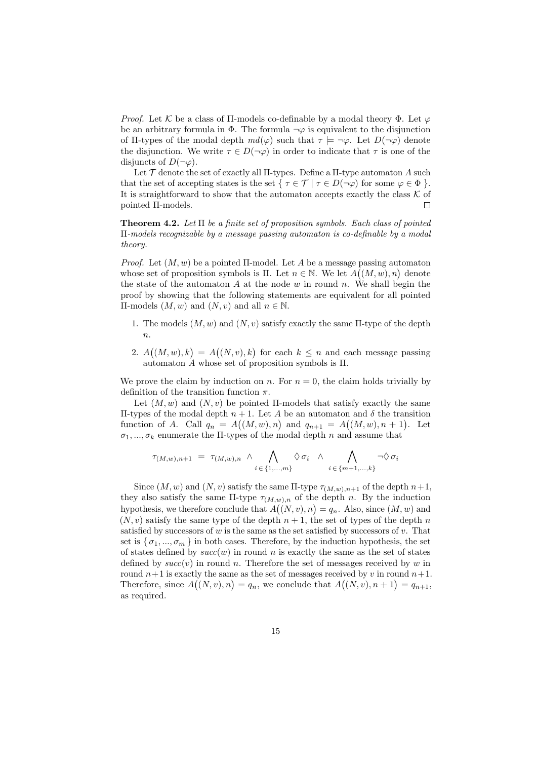*Proof.* Let $\mathcal{K}$ be a class of $\Pi$-models co-definable by a modal theory $\Phi$. Let $\varphi$ be an arbitrary formula in $\Phi$. The formula $\neg\varphi$ is equivalent to the disjunction of $\Pi$-types of the modal depth $md(\varphi)$ such that $\tau \models \neg\varphi$. Let $D(\neg\varphi)$ denote the disjunction. We write $\tau \in D(\neg\varphi)$ in order to indicate that $\tau$ is one of the disjuncts of $D(\neg\varphi)$.

Let $\mathcal{T}$ denote the set of exactly all $\Pi$-types. Define a $\Pi$-type automaton $A$ such that the set of accepting states is the set $\{\ \tau \in \mathcal{T} \mid \tau \in D(\neg\varphi) \text{ for some } \varphi \in \Phi\ \}$. It is straightforward to show that the automaton accepts exactly the class $\mathcal{K}$ of pointed $\Pi$-models. $\square$

**Theorem 4.2.** *Let $\Pi$ be a finite set of proposition symbols. Each class of pointed $\Pi$-models recognizable by a message passing automaton is co-definable by a modal theory.*

*Proof.* Let $(M, w)$ be a pointed $\Pi$-model. Let $A$ be a message passing automaton whose set of proposition symbols is $\Pi$. Let $n \in \mathbb{N}$. We let $A\big((M, w), n\big)$ denote the state of the automaton $A$ at the node $w$ in round $n$. We shall begin the proof by showing that the following statements are equivalent for all pointed $\Pi$-models $(M, w)$ and $(N, v)$ and all $n \in \mathbb{N}$.

1. The models $(M, w)$ and $(N, v)$ satisfy exactly the same $\Pi$-type of the depth $n$.
2. $A\big((M, w), k\big) = A\big((N, v), k\big)$ for each $k \leq n$ and each message passing automaton $A$ whose set of proposition symbols is $\Pi$.

We prove the claim by induction on $n$. For $n = 0$, the claim holds trivially by definition of the transition function $\pi$.

Let $(M, w)$ and $(N, v)$ be pointed $\Pi$-models that satisfy exactly the same $\Pi$-types of the modal depth $n + 1$. Let $A$ be an automaton and $\delta$ the transition function of $A$. Call $q_n = A\big((M, w), n\big)$ and $q_{n+1} = A\big((M, w), n + 1\big)$. Let $\sigma_1, ..., \sigma_k$ enumerate the $\Pi$-types of the modal depth $n$ and assume that

$$\tau_{(M,w),n+1} \;=\; \tau_{(M,w),n} \;\wedge \bigwedge_{i\,\in\,\{1,\ldots,m\}} \Diamond\,\sigma_i \;\;\wedge \bigwedge_{i\,\in\,\{m+1,\ldots,k\}} \neg\Diamond\,\sigma_i$$

Since $(M, w)$ and $(N, v)$ satisfy the same $\Pi$-type $\tau_{(M,w),n+1}$ of the depth $n+1$, they also satisfy the same $\Pi$-type $\tau_{(M,w),n}$ of the depth $n$. By the induction hypothesis, we therefore conclude that $A\big((N, v), n\big) = q_n$. Also, since $(M, w)$ and $(N, v)$ satisfy the same type of the depth $n + 1$, the set of types of the depth $n$ satisfied by successors of $w$ is the same as the set satisfied by successors of $v$. That set is $\{\ \sigma_1, ..., \sigma_m\ \}$ in both cases. Therefore, by the induction hypothesis, the set of states defined by $succ(w)$ in round $n$ is exactly the same as the set of states defined by $succ(v)$ in round $n$. Therefore the set of messages received by $w$ in round $n+1$ is exactly the same as the set of messages received by $v$ in round $n+1$. Therefore, since $A\big((N, v), n\big) = q_n$, we conclude that $A\big((N, v), n + 1\big) = q_{n+1}$, as required.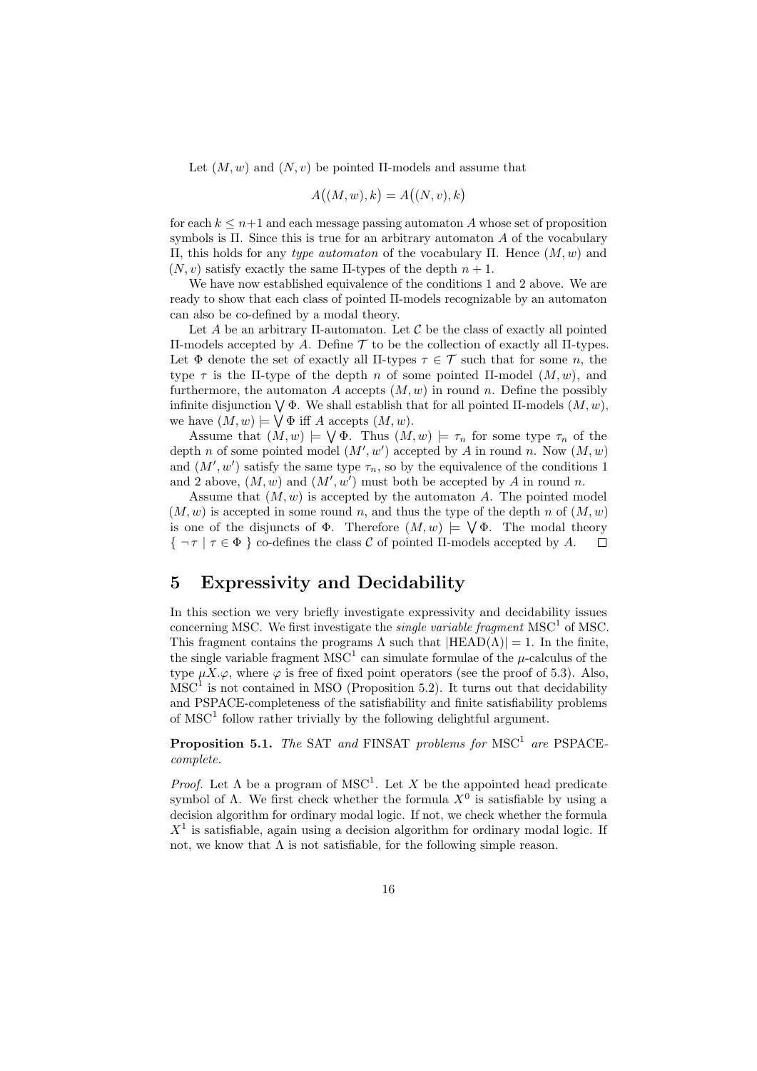Let $(M, w)$ and $(N, v)$ be pointed $\Pi$-models and assume that

$$A\big((M, w), k\big) = A\big((N, v), k\big)$$

for each $k \leq n{+}1$ and each message passing automaton $A$ whose set of proposition symbols is $\Pi$. Since this is true for an arbitrary automaton $A$ of the vocabulary $\Pi$, this holds for any *type automaton* of the vocabulary $\Pi$. Hence $(M, w)$ and $(N, v)$ satisfy exactly the same $\Pi$-types of the depth $n + 1$.

We have now established equivalence of the conditions 1 and 2 above. We are ready to show that each class of pointed $\Pi$-models recognizable by an automaton can also be co-defined by a modal theory.

Let $A$ be an arbitrary $\Pi$-automaton. Let $\mathcal{C}$ be the class of exactly all pointed $\Pi$-models accepted by $A$. Define $\mathcal{T}$ to be the collection of exactly all $\Pi$-types. Let $\Phi$ denote the set of exactly all $\Pi$-types $\tau \in \mathcal{T}$ such that for some $n$, the type $\tau$ is the $\Pi$-type of the depth $n$ of some pointed $\Pi$-model $(M, w)$, and furthermore, the automaton $A$ accepts $(M, w)$ in round $n$. Define the possibly infinite disjunction $\bigvee \Phi$. We shall establish that for all pointed $\Pi$-models $(M, w)$, we have $(M, w) \models \bigvee \Phi$ iff $A$ accepts $(M, w)$.

Assume that $(M, w) \models \bigvee \Phi$. Thus $(M, w) \models \tau_n$ for some type $\tau_n$ of the depth $n$ of some pointed model $(M', w')$ accepted by $A$ in round $n$. Now $(M, w)$ and $(M', w')$ satisfy the same type $\tau_n$, so by the equivalence of the conditions 1 and 2 above, $(M, w)$ and $(M', w')$ must both be accepted by $A$ in round $n$.

Assume that $(M, w)$ is accepted by the automaton $A$. The pointed model $(M, w)$ is accepted in some round $n$, and thus the type of the depth $n$ of $(M, w)$ is one of the disjuncts of $\Phi$. Therefore $(M, w) \models \bigvee \Phi$. The modal theory $\{ \neg \tau \mid \tau \in \Phi \}$ co-defines the class $\mathcal{C}$ of pointed $\Pi$-models accepted by $A$. $\square$

## 5 Expressivity and Decidability

In this section we very briefly investigate expressivity and decidability issues concerning MSC. We first investigate the *single variable fragment* $\mathrm{MSC}^1$ of MSC. This fragment contains the programs $\Lambda$ such that $|\mathrm{HEAD}(\Lambda)| = 1$. In the finite, the single variable fragment $\mathrm{MSC}^1$ can simulate formulae of the $\mu$-calculus of the type $\mu X.\varphi$, where $\varphi$ is free of fixed point operators (see the proof of 5.3). Also, $\mathrm{MSC}^1$ is not contained in MSO (Proposition 5.2). It turns out that decidability and PSPACE-completeness of the satisfiability and finite satisfiability problems of $\mathrm{MSC}^1$ follow rather trivially by the following delightful argument.

**Proposition 5.1.** *The* SAT *and* FINSAT *problems for* $\mathrm{MSC}^1$ *are* PSPACE-*complete.*

*Proof.* Let $\Lambda$ be a program of $\mathrm{MSC}^1$. Let $X$ be the appointed head predicate symbol of $\Lambda$. We first check whether the formula $X^0$ is satisfiable by using a decision algorithm for ordinary modal logic. If not, we check whether the formula $X^1$ is satisfiable, again using a decision algorithm for ordinary modal logic. If not, we know that $\Lambda$ is not satisfiable, for the following simple reason.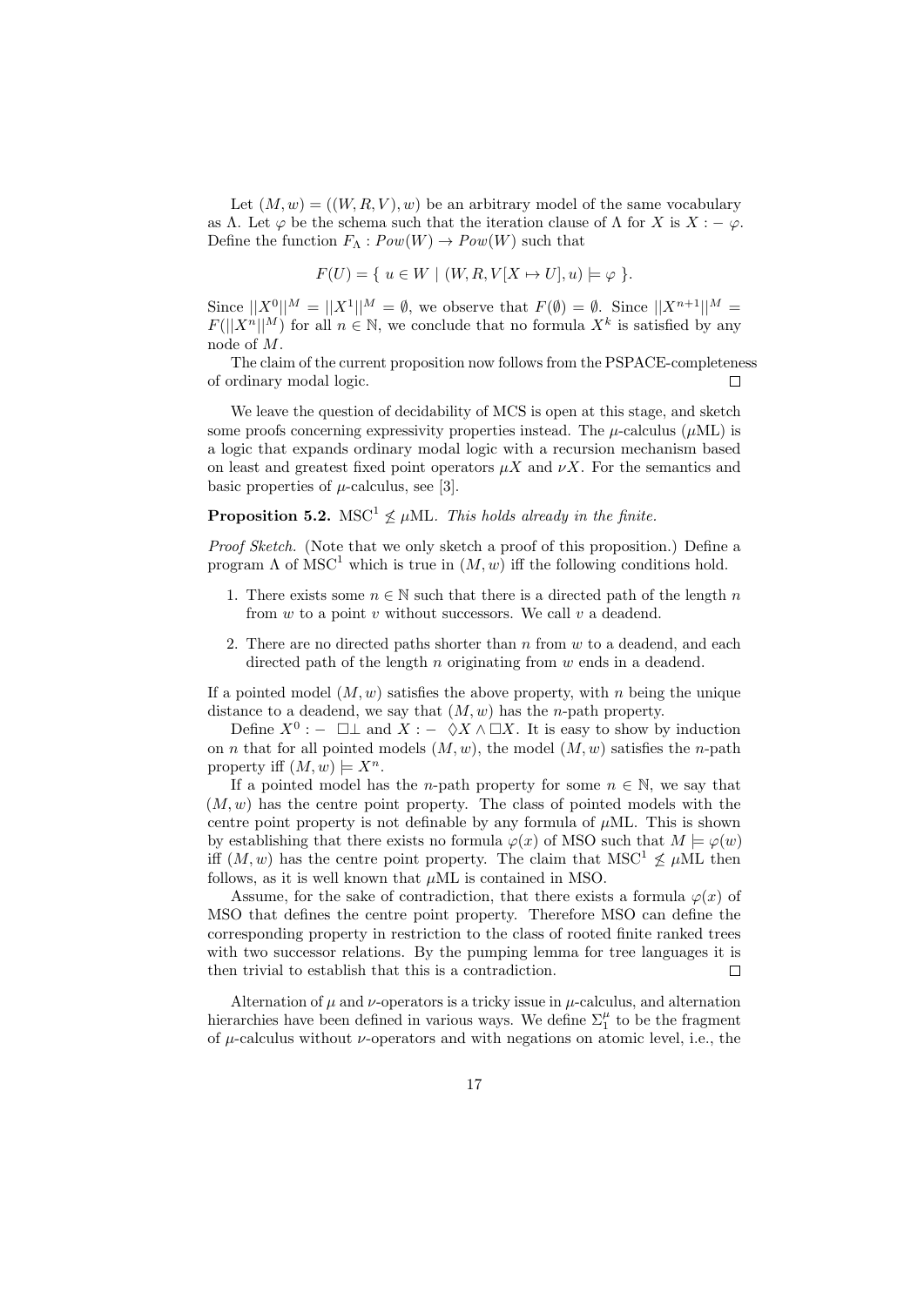Let $(M, w) = ((W, R, V), w)$ be an arbitrary model of the same vocabulary as $\Lambda$. Let $\varphi$ be the schema such that the iteration clause of $\Lambda$ for $X$ is $X :- \varphi$. Define the function $F_\Lambda : Pow(W) \to Pow(W)$ such that

$$F(U) = \{\ u \in W \mid (W, R, V[X \mapsto U], u) \models \varphi\ \}.$$

Since $||X^0||^M = ||X^1||^M = \emptyset$, we observe that $F(\emptyset) = \emptyset$. Since $||X^{n+1}||^M = F(||X^n||^M)$ for all $n \in \mathbb{N}$, we conclude that no formula $X^k$ is satisfied by any node of $M$.

The claim of the current proposition now follows from the PSPACE-completeness of ordinary modal logic. $\square$

We leave the question of decidability of MCS is open at this stage, and sketch some proofs concerning expressivity properties instead. The $\mu$-calculus ($\mu$ML) is a logic that expands ordinary modal logic with a recursion mechanism based on least and greatest fixed point operators $\mu X$ and $\nu X$. For the semantics and basic properties of $\mu$-calculus, see [3].

**Proposition 5.2.** $\text{MSC}^1 \not\leq \mu\text{ML}$. *This holds already in the finite.*

*Proof Sketch.* (Note that we only sketch a proof of this proposition.) Define a program $\Lambda$ of $\text{MSC}^1$ which is true in $(M, w)$ iff the following conditions hold.

1. There exists some $n \in \mathbb{N}$ such that there is a directed path of the length $n$ from $w$ to a point $v$ without successors. We call $v$ a deadend.
2. There are no directed paths shorter than $n$ from $w$ to a deadend, and each directed path of the length $n$ originating from $w$ ends in a deadend.

If a pointed model $(M, w)$ satisfies the above property, with $n$ being the unique distance to a deadend, we say that $(M, w)$ has the $n$-path property.

Define $X^0 :- \ \Box\bot$ and $X :- \ \Diamond X \wedge \Box X$. It is easy to show by induction on $n$ that for all pointed models $(M, w)$, the model $(M, w)$ satisfies the $n$-path property iff $(M, w) \models X^n$.

If a pointed model has the $n$-path property for some $n \in \mathbb{N}$, we say that $(M, w)$ has the centre point property. The class of pointed models with the centre point property is not definable by any formula of $\mu$ML. This is shown by establishing that there exists no formula $\varphi(x)$ of MSO such that $M \models \varphi(w)$ iff $(M, w)$ has the centre point property. The claim that $\text{MSC}^1 \not\leq \mu\text{ML}$ then follows, as it is well known that $\mu$ML is contained in MSO.

Assume, for the sake of contradiction, that there exists a formula $\varphi(x)$ of MSO that defines the centre point property. Therefore MSO can define the corresponding property in restriction to the class of rooted finite ranked trees with two successor relations. By the pumping lemma for tree languages it is then trivial to establish that this is a contradiction. $\square$

Alternation of $\mu$ and $\nu$-operators is a tricky issue in $\mu$-calculus, and alternation hierarchies have been defined in various ways. We define $\Sigma_1^\mu$ to be the fragment of $\mu$-calculus without $\nu$-operators and with negations on atomic level, i.e., the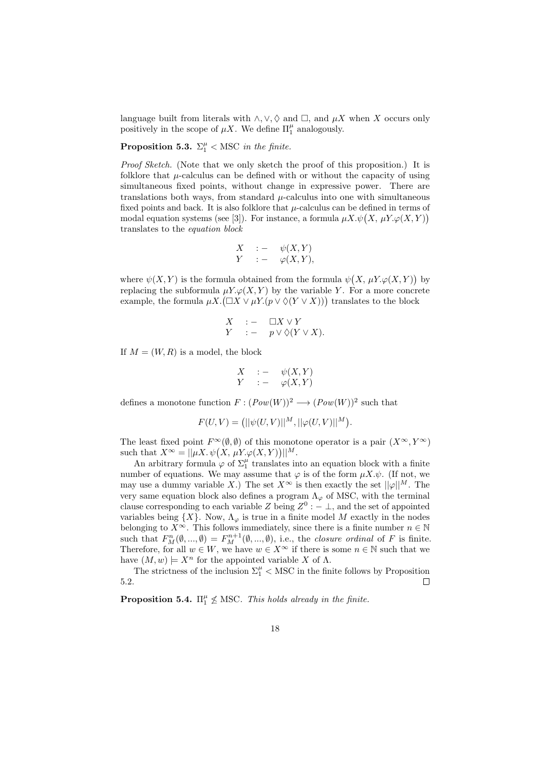language built from literals with $\wedge, \vee, \Diamond$ and $\Box$, and $\mu X$ when $X$ occurs only positively in the scope of $\mu X$. We define $\Pi_1^\mu$ analogously.

**Proposition 5.3.** $\Sigma_1^\mu <$ MSC *in the finite.*

*Proof Sketch.* (Note that we only sketch the proof of this proposition.) It is folklore that $\mu$-calculus can be defined with or without the capacity of using simultaneous fixed points, without change in expressive power. There are translations both ways, from standard $\mu$-calculus into one with simultaneous fixed points and back. It is also folklore that $\mu$-calculus can be defined in terms of modal equation systems (see [3]). For instance, a formula $\mu X.\psi\big(X,\, \mu Y.\varphi(X,Y)\big)$ translates to the *equation block*

$$\begin{array}{lll} X & :- & \psi(X,Y) \\ Y & :- & \varphi(X,Y), \end{array}$$

where $\psi(X,Y)$ is the formula obtained from the formula $\psi\big(X,\, \mu Y.\varphi(X,Y)\big)$ by replacing the subformula $\mu Y.\varphi(X,Y)$ by the variable $Y$. For a more concrete example, the formula $\mu X.\big(\Box X \vee \mu Y.(p \vee \Diamond(Y \vee X))\big)$ translates to the block

$$\begin{array}{lll} X & :- & \Box X \vee Y \\ Y & :- & p \vee \Diamond(Y \vee X). \end{array}$$

If $M = (W,R)$ is a model, the block

$$\begin{array}{lll} X & :- & \psi(X,Y) \\ Y & :- & \varphi(X,Y) \end{array}$$

defines a monotone function $F : (Pow(W))^2 \longrightarrow (Pow(W))^2$ such that

$$F(U,V) = \big(||\psi(U,V)||^M, ||\varphi(U,V)||^M\big).$$

The least fixed point $F^\infty(\emptyset,\emptyset)$ of this monotone operator is a pair $(X^\infty, Y^\infty)$ such that $X^\infty = ||\mu X.\, \psi\big(X,\, \mu Y.\varphi(X,Y)\big)||^M$.

An arbitrary formula $\varphi$ of $\Sigma_1^\mu$ translates into an equation block with a finite number of equations. We may assume that $\varphi$ is of the form $\mu X.\psi$. (If not, we may use a dummy variable $X$.) The set $X^\infty$ is then exactly the set $||\varphi||^M$. The very same equation block also defines a program $\Lambda_\varphi$ of MSC, with the terminal clause corresponding to each variable $Z$ being $Z^0 :- \bot$, and the set of appointed variables being $\{X\}$. Now, $\Lambda_\varphi$ is true in a finite model $M$ exactly in the nodes belonging to $X^\infty$. This follows immediately, since there is a finite number $n \in \mathbb{N}$ such that $F_M^n(\emptyset, ..., \emptyset) = F_M^{n+1}(\emptyset, ..., \emptyset)$, i.e., the *closure ordinal* of $F$ is finite. Therefore, for all $w \in W$, we have $w \in X^\infty$ if there is some $n \in \mathbb{N}$ such that we have $(M,w) \models X^n$ for the appointed variable $X$ of $\Lambda$.

The strictness of the inclusion $\Sigma_1^\mu <$ MSC in the finite follows by Proposition 5.2. $\square$

**Proposition 5.4.** $\Pi_1^\mu \not\leq$ MSC. *This holds already in the finite.*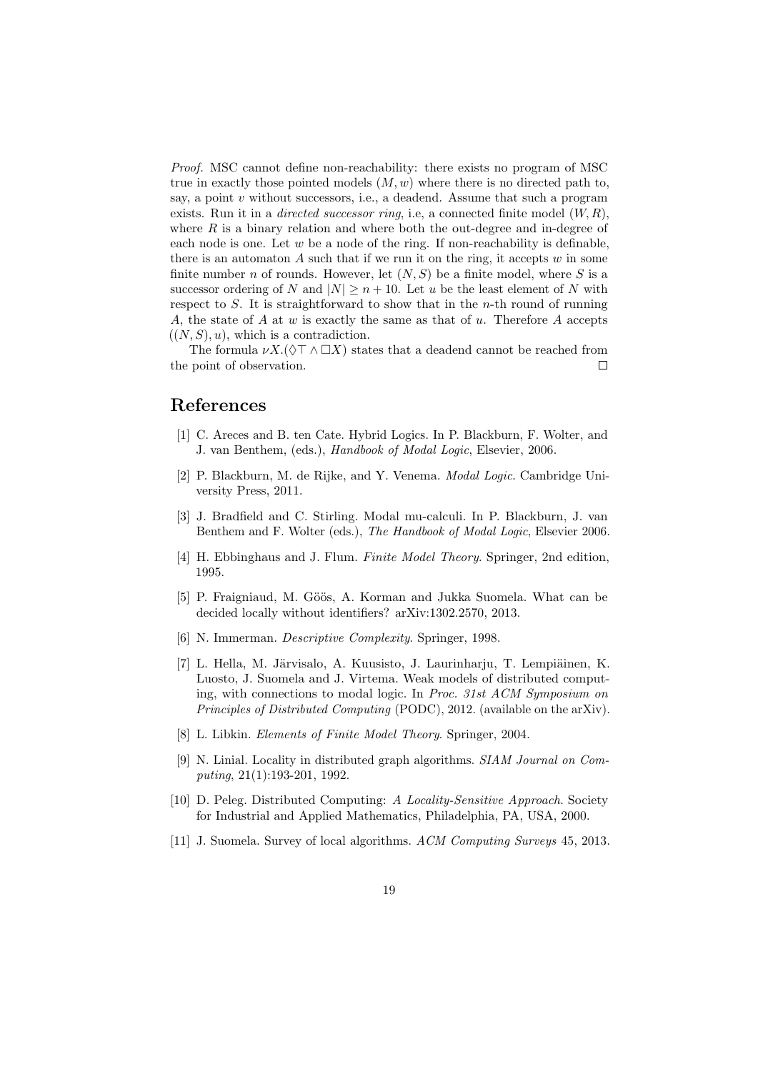*Proof.* MSC cannot define non-reachability: there exists no program of MSC true in exactly those pointed models $(M, w)$ where there is no directed path to, say, a point $v$ without successors, i.e., a deadend. Assume that such a program exists. Run it in a *directed successor ring*, i.e, a connected finite model $(W, R)$, where $R$ is a binary relation and where both the out-degree and in-degree of each node is one. Let $w$ be a node of the ring. If non-reachability is definable, there is an automaton $A$ such that if we run it on the ring, it accepts $w$ in some finite number $n$ of rounds. However, let $(N, S)$ be a finite model, where $S$ is a successor ordering of $N$ and $|N| \geq n + 10$. Let $u$ be the least element of $N$ with respect to $S$. It is straightforward to show that in the $n$-th round of running $A$, the state of $A$ at $w$ is exactly the same as that of $u$. Therefore $A$ accepts $((N, S), u)$, which is a contradiction.

The formula $\nu X.(\Diamond\top \wedge \Box X)$ states that a deadend cannot be reached from the point of observation. $\square$

## References

[1] C. Areces and B. ten Cate. Hybrid Logics. In P. Blackburn, F. Wolter, and J. van Benthem, (eds.), *Handbook of Modal Logic*, Elsevier, 2006.

[2] P. Blackburn, M. de Rijke, and Y. Venema. *Modal Logic*. Cambridge University Press, 2011.

[3] J. Bradfield and C. Stirling. Modal mu-calculi. In P. Blackburn, J. van Benthem and F. Wolter (eds.), *The Handbook of Modal Logic*, Elsevier 2006.

[4] H. Ebbinghaus and J. Flum. *Finite Model Theory*. Springer, 2nd edition, 1995.

[5] P. Fraigniaud, M. Göös, A. Korman and Jukka Suomela. What can be decided locally without identifiers? arXiv:1302.2570, 2013.

[6] N. Immerman. *Descriptive Complexity*. Springer, 1998.

[7] L. Hella, M. Järvisalo, A. Kuusisto, J. Laurinharju, T. Lempiäinen, K. Luosto, J. Suomela and J. Virtema. Weak models of distributed computing, with connections to modal logic. In *Proc. 31st ACM Symposium on Principles of Distributed Computing* (PODC), 2012. (available on the arXiv).

[8] L. Libkin. *Elements of Finite Model Theory*. Springer, 2004.

[9] N. Linial. Locality in distributed graph algorithms. *SIAM Journal on Computing*, 21(1):193-201, 1992.

[10] D. Peleg. Distributed Computing: *A Locality-Sensitive Approach*. Society for Industrial and Applied Mathematics, Philadelphia, PA, USA, 2000.

[11] J. Suomela. Survey of local algorithms. *ACM Computing Surveys* 45, 2013.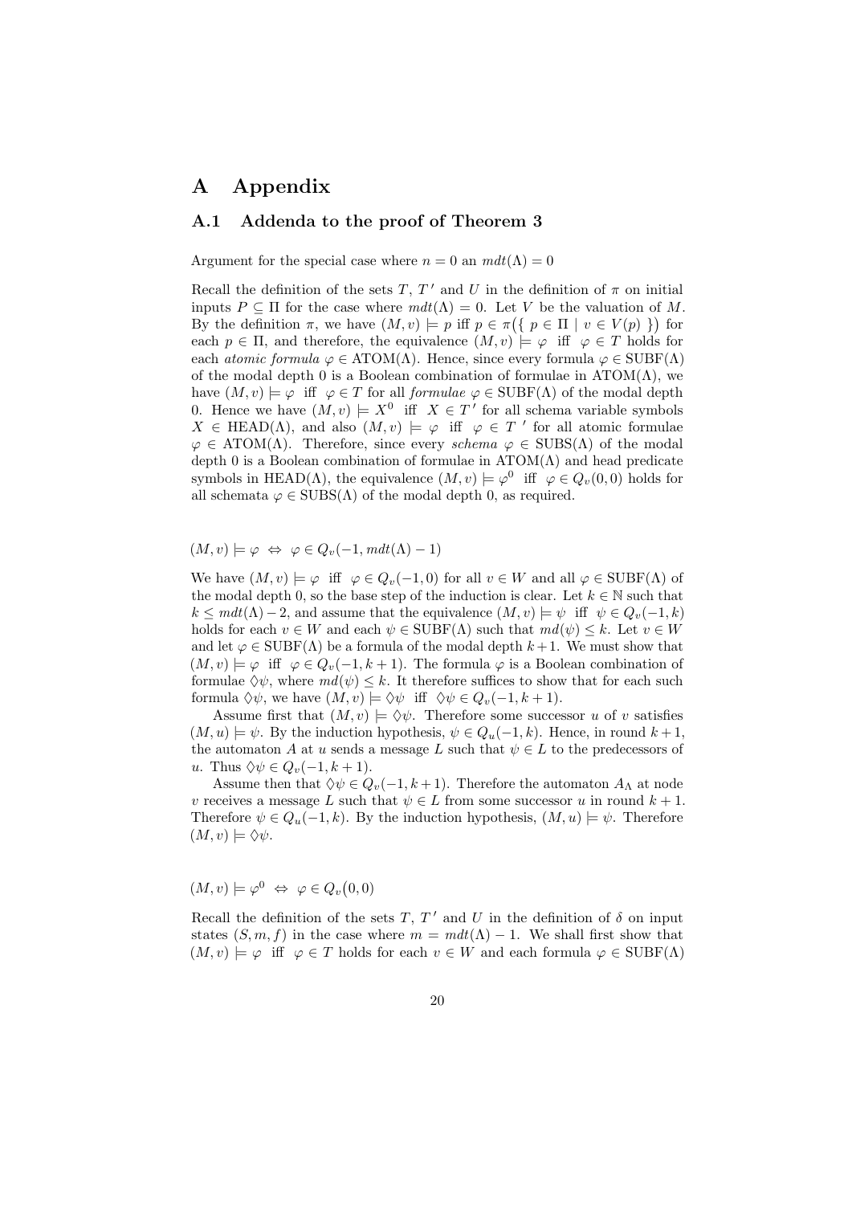# A Appendix

## A.1 Addenda to the proof of Theorem 3

Argument for the special case where $n = 0$ an $mdt(\Lambda) = 0$

Recall the definition of the sets $T$, $T'$ and $U$ in the definition of $\pi$ on initial inputs $P \subseteq \Pi$ for the case where $mdt(\Lambda) = 0$. Let $V$ be the valuation of $M$. By the definition $\pi$, we have $(M, v) \models p$ iff $p \in \pi\big(\{\ p \in \Pi \mid v \in V(p)\ \}\big)$ for each $p \in \Pi$, and therefore, the equivalence $(M, v) \models \varphi$ iff $\varphi \in T$ holds for each *atomic formula* $\varphi \in \mathrm{ATOM}(\Lambda)$. Hence, since every formula $\varphi \in \mathrm{SUBF}(\Lambda)$ of the modal depth 0 is a Boolean combination of formulae in $\mathrm{ATOM}(\Lambda)$, we have $(M, v) \models \varphi$ iff $\varphi \in T$ for all *formulae* $\varphi \in \mathrm{SUBF}(\Lambda)$ of the modal depth 0. Hence we have $(M, v) \models X^0$ iff $X \in T'$ for all schema variable symbols $X \in \mathrm{HEAD}(\Lambda)$, and also $(M, v) \models \varphi$ iff $\varphi \in T'$ for all atomic formulae $\varphi \in \mathrm{ATOM}(\Lambda)$. Therefore, since every *schema* $\varphi \in \mathrm{SUBS}(\Lambda)$ of the modal depth 0 is a Boolean combination of formulae in $\mathrm{ATOM}(\Lambda)$ and head predicate symbols in $\mathrm{HEAD}(\Lambda)$, the equivalence $(M, v) \models \varphi^0$ iff $\varphi \in Q_v(0, 0)$ holds for all schemata $\varphi \in \mathrm{SUBS}(\Lambda)$ of the modal depth 0, as required.

$(M, v) \models \varphi \ \Leftrightarrow\ \varphi \in Q_v(-1, mdt(\Lambda) - 1)$

We have $(M, v) \models \varphi$ iff $\varphi \in Q_v(-1, 0)$ for all $v \in W$ and all $\varphi \in \mathrm{SUBF}(\Lambda)$ of the modal depth 0, so the base step of the induction is clear. Let $k \in \mathbb{N}$ such that $k \leq mdt(\Lambda) - 2$, and assume that the equivalence $(M, v) \models \psi$ iff $\psi \in Q_v(-1, k)$ holds for each $v \in W$ and each $\psi \in \mathrm{SUBF}(\Lambda)$ such that $md(\psi) \leq k$. Let $v \in W$ and let $\varphi \in \mathrm{SUBF}(\Lambda)$ be a formula of the modal depth $k + 1$. We must show that $(M, v) \models \varphi$ iff $\varphi \in Q_v(-1, k + 1)$. The formula $\varphi$ is a Boolean combination of formulae $\Diamond\psi$, where $md(\psi) \leq k$. It therefore suffices to show that for each such formula $\Diamond\psi$, we have $(M, v) \models \Diamond\psi$ iff $\Diamond\psi \in Q_v(-1, k + 1)$.

Assume first that $(M, v) \models \Diamond\psi$. Therefore some successor $u$ of $v$ satisfies $(M, u) \models \psi$. By the induction hypothesis, $\psi \in Q_u(-1, k)$. Hence, in round $k + 1$, the automaton $A$ at $u$ sends a message $L$ such that $\psi \in L$ to the predecessors of $u$. Thus $\Diamond\psi \in Q_v(-1, k + 1)$.

Assume then that $\Diamond\psi \in Q_v(-1, k + 1)$. Therefore the automaton $A_\Lambda$ at node $v$ receives a message $L$ such that $\psi \in L$ from some successor $u$ in round $k + 1$. Therefore $\psi \in Q_u(-1, k)$. By the induction hypothesis, $(M, u) \models \psi$. Therefore $(M, v) \models \Diamond\psi$.

$(M, v) \models \varphi^0 \ \Leftrightarrow\ \varphi \in Q_v\big(0, 0\big)$

Recall the definition of the sets $T$, $T'$ and $U$ in the definition of $\delta$ on input states $(S, m, f)$ in the case where $m = mdt(\Lambda) - 1$. We shall first show that $(M, v) \models \varphi$ iff $\varphi \in T$ holds for each $v \in W$ and each formula $\varphi \in \mathrm{SUBF}(\Lambda)$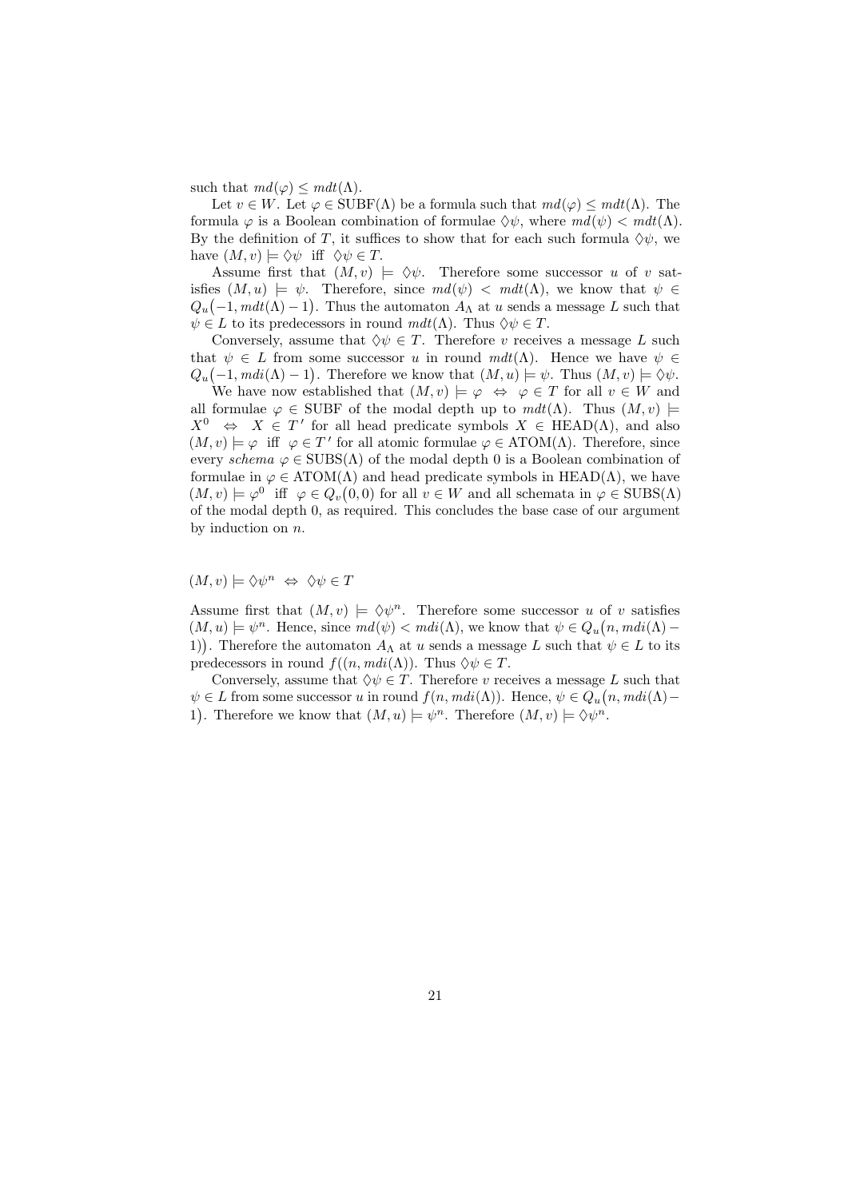such that $md(\varphi) \leq mdt(\Lambda)$.

Let $v \in W$. Let $\varphi \in \mathrm{SUBF}(\Lambda)$ be a formula such that $md(\varphi) \leq mdt(\Lambda)$. The formula $\varphi$ is a Boolean combination of formulae $\Diamond\psi$, where $md(\psi) < mdt(\Lambda)$. By the definition of $T$, it suffices to show that for each such formula $\Diamond\psi$, we have $(M, v) \models \Diamond\psi$ iff $\Diamond\psi \in T$.

Assume first that $(M, v) \models \Diamond\psi$. Therefore some successor $u$ of $v$ satisfies $(M, u) \models \psi$. Therefore, since $md(\psi) < mdt(\Lambda)$, we know that $\psi \in Q_u\big(-1, mdt(\Lambda) - 1\big)$. Thus the automaton $A_\Lambda$ at $u$ sends a message $L$ such that $\psi \in L$ to its predecessors in round $mdt(\Lambda)$. Thus $\Diamond\psi \in T$.

Conversely, assume that $\Diamond\psi \in T$. Therefore $v$ receives a message $L$ such that $\psi \in L$ from some successor $u$ in round $mdt(\Lambda)$. Hence we have $\psi \in Q_u\big(-1, mdi(\Lambda) - 1\big)$. Therefore we know that $(M, u) \models \psi$. Thus $(M, v) \models \Diamond\psi$.

We have now established that $(M, v) \models \varphi \;\Leftrightarrow\; \varphi \in T$ for all $v \in W$ and all formulae $\varphi \in \mathrm{SUBF}$ of the modal depth up to $mdt(\Lambda)$. Thus $(M, v) \models X^0 \;\Leftrightarrow\; X \in T'$ for all head predicate symbols $X \in \mathrm{HEAD}(\Lambda)$, and also $(M, v) \models \varphi$ iff $\varphi \in T'$ for all atomic formulae $\varphi \in \mathrm{ATOM}(\Lambda)$. Therefore, since every *schema* $\varphi \in \mathrm{SUBS}(\Lambda)$ of the modal depth 0 is a Boolean combination of formulae in $\varphi \in \mathrm{ATOM}(\Lambda)$ and head predicate symbols in $\mathrm{HEAD}(\Lambda)$, we have $(M, v) \models \varphi^0$ iff $\varphi \in Q_v\big(0, 0\big)$ for all $v \in W$ and all schemata in $\varphi \in \mathrm{SUBS}(\Lambda)$ of the modal depth 0, as required. This concludes the base case of our argument by induction on $n$.

$(M, v) \models \Diamond\psi^n \;\Leftrightarrow\; \Diamond\psi \in T$

Assume first that $(M, v) \models \Diamond\psi^n$. Therefore some successor $u$ of $v$ satisfies $(M, u) \models \psi^n$. Hence, since $md(\psi) < mdi(\Lambda)$, we know that $\psi \in Q_u\big(n, mdi(\Lambda) - 1)\big)$. Therefore the automaton $A_\Lambda$ at $u$ sends a message $L$ such that $\psi \in L$ to its predecessors in round $f((n, mdi(\Lambda))$. Thus $\Diamond\psi \in T$.

Conversely, assume that $\Diamond\psi \in T$. Therefore $v$ receives a message $L$ such that $\psi \in L$ from some successor $u$ in round $f(n, mdi(\Lambda))$. Hence, $\psi \in Q_u\big(n, mdi(\Lambda) - 1\big)$. Therefore we know that $(M, u) \models \psi^n$. Therefore $(M, v) \models \Diamond\psi^n$.